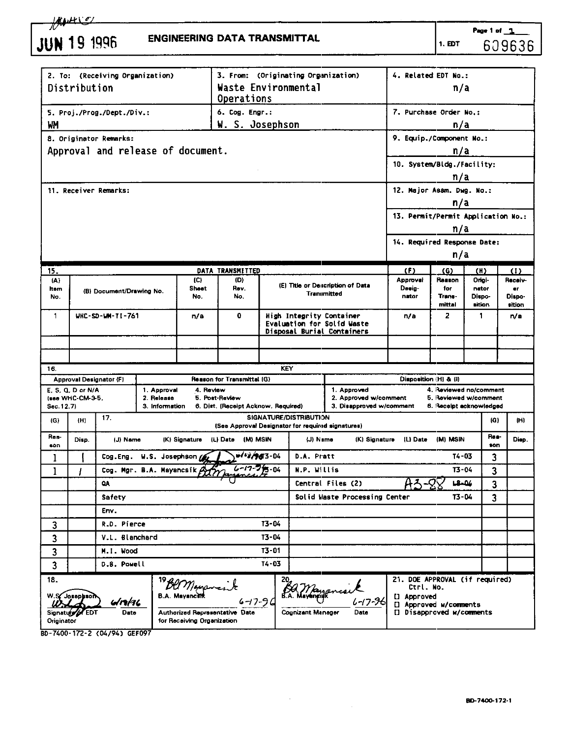JUN 19 1996

# ENGINEERING DATA TRANSMITTAL

Page 1 of 1

1. EDT 609636

| 2. To: (Receiving Organization) | 3. From: (Originating Organization) | 4. Related EDT No.: |
|---|---|---|
| Distribution | Waste Environmental Operations | n/a |
| 5. Proj./Prog./Dept./Div.: | 6. Cog. Engr.: | 7. Purchase Order No.: |
| WM | W. S. Josephson | n/a |

8. Originator Remarks:
Approval and release of document.

9. Equip./Component No.: n/a

10. System/Bldg./Facility: n/a

11. Receiver Remarks:

12. Major Assm. Dwg. No.: n/a

13. Permit/Permit Application No.: n/a

14. Required Response Date: n/a

15. DATA TRANSMITTED

| (A) Item No. | (B) Document/Drawing No. | (C) Sheet No. | (D) Rev. No. | (E) Title or Description of Data Transmitted | (F) Approval Designator | (G) Reason for Transmittal | (H) Originator Disposition | (I) Receiver Disposition |
|---|---|---|---|---|---|---|---|---|
| 1 | WHC-SD-WM-TI-761 | n/a | 0 | High Integrity Container Evaluation for Solid Waste Disposal Burial Containers | n/a | 2 | 1 | n/a |

16. KEY

| Approval Designator (F) | Reason for Transmittal (G) | Disposition (H) & (I) |
|---|---|---|
| E, S, Q, D or N/A (see WHC-CM-3-5, Sec.12.7) | 1. Approval 2. Release 3. Information 4. Review 5. Post-Review 6. Dist. (Receipt Acknow. Required) | 1. Approved 2. Approved w/comment 3. Disapproved w/comment 4. Reviewed no/comment 5. Reviewed w/comment 6. Receipt acknowledged |

17. SIGNATURE/DISTRIBUTION (See Approval Designator for required signatures)

| (G) Reason | (H) Disp. | (J) Name | (K) Signature | (L) Date | (M) MSIN | (J) Name | (K) Signature | (L) Date | (M) MSIN | (G) Reason | (H) Disp. |
|---|---|---|---|---|---|---|---|---|---|---|---|
| 1 | 1 | Cog.Eng. W.S. Josephson | [signature] | 6/13/96 | T3-04 | D.A. Pratt | | | T4-03 | 3 | |
| 1 | 1 | Cog. Mgr. B.A. Mayancsik | [signature] | 6-17-96 | T3-04 | N.P. Willis | | | T3-04 | 3 | |
| | | QA | | | | Central Files (2) | | | A3-88 | 3 | |
| | | Safety | | | | Solid Waste Processing Center | | | T3-04 | 3 | |
| | | Env. | | | | | | | | | |
| 3 | | R.D. Pierce | | | T3-04 | | | | | | |
| 3 | | V.L. Blanchard | | | T3-04 | | | | | | |
| 3 | | M.I. Wood | | | T3-01 | | | | | | |
| 3 | | D.B. Powell | | | T4-03 | | | | | | |

| 18. | 19. | 20. | 21. DOE APPROVAL (if required) |
|---|---|---|---|
| W.S. Josephson [signature] 6/19/96 Signature of EDT Originator Date | B.A. Mayancsik [signature] 6-17-96 Authorized Representative Date for Receiving Organization | B.A. Mayancsik [signature] 6-17-96 Cognizant Manager Date | Ctrl. No. [] Approved [] Approved w/comments [] Disapproved w/comments |

BD-7400-172-2 (04/94) GEF097

BD-7400-172-1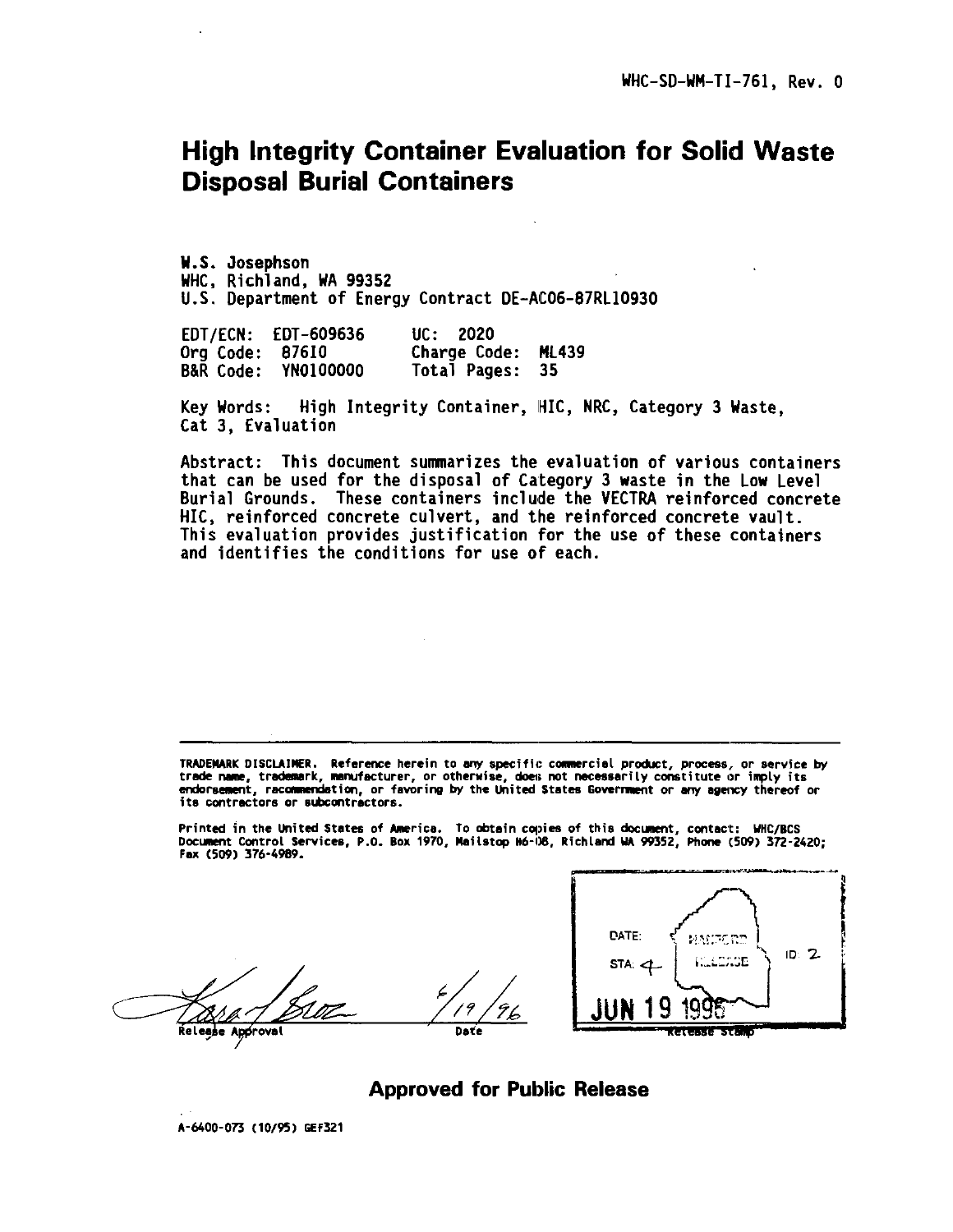WHC-SD-WM-TI-761, Rev. 0

# High Integrity Container Evaluation for Solid Waste Disposal Burial Containers

W.S. Josephson
WHC, Richland, WA 99352
U.S. Department of Energy Contract DE-AC06-87RL10930

| | | | |
|---|---|---|---|
| EDT/ECN: | EDT-609636 | UC: | 2020 |
| Org Code: | 87610 | Charge Code: | ML439 |
| B&R Code: | YN0100000 | Total Pages: | 35 |

Key Words: High Integrity Container, HIC, NRC, Category 3 Waste, Cat 3, Evaluation

Abstract: This document summarizes the evaluation of various containers that can be used for the disposal of Category 3 waste in the Low Level Burial Grounds. These containers include the VECTRA reinforced concrete HIC, reinforced concrete culvert, and the reinforced concrete vault. This evaluation provides justification for the use of these containers and identifies the conditions for use of each.

---

TRADEMARK DISCLAIMER. Reference herein to any specific commercial product, process, or service by trade name, trademark, manufacturer, or otherwise, does not necessarily constitute or imply its endorsement, recommendation, or favoring by the United States Government or any agency thereof or its contractors or subcontractors.

Printed in the United States of America. To obtain copies of this document, contact: WHC/BCS Document Control Services, P.O. Box 1970, Mailstop H6-08, Richland WA 99352, Phone (509) 372-2420; Fax (509) 376-4989.

Release Approval — Date: 6/19/96

Release Stamp: DATE: JUN 19 1996 — STA: 4 — HANFORD RELEASE — ID: 2

**Approved for Public Release**

A-6400-073 (10/95) GEF321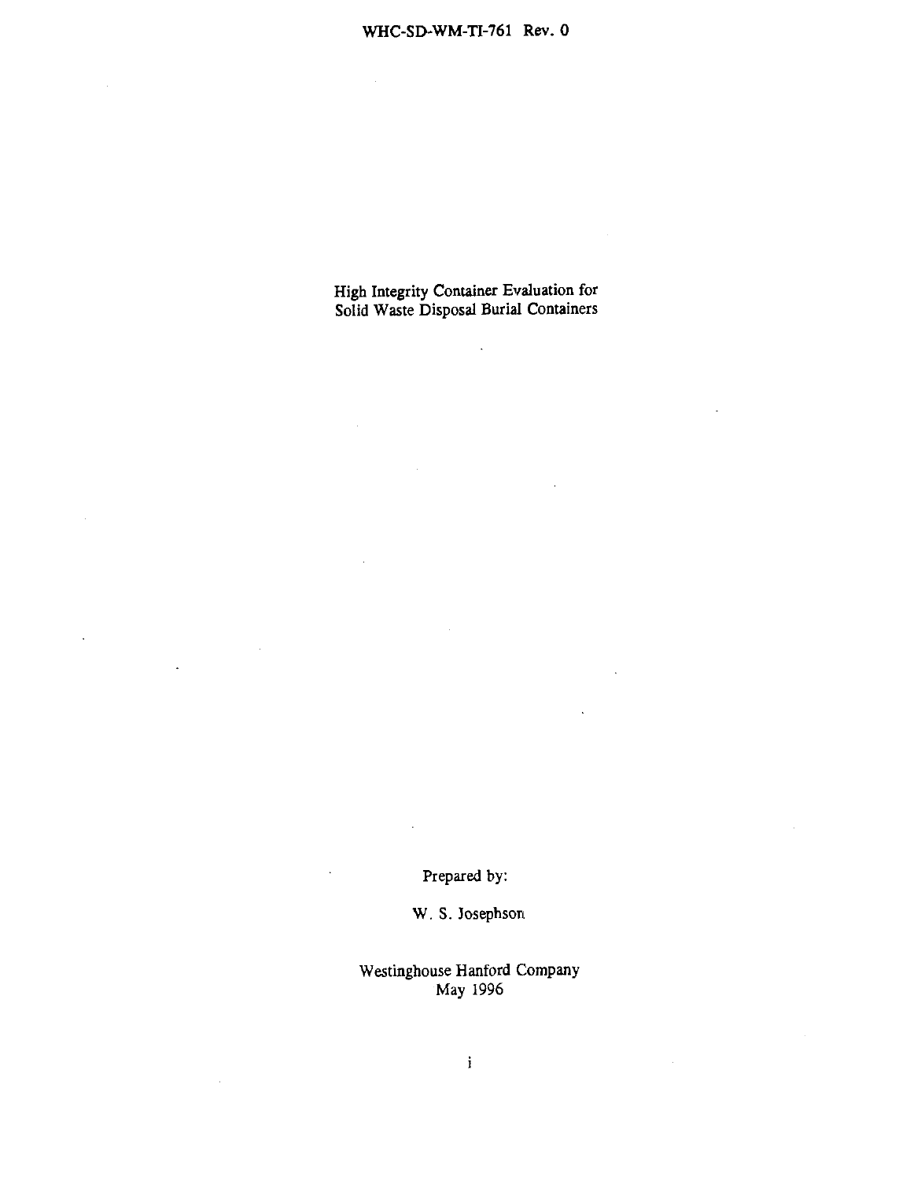# High Integrity Container Evaluation for Solid Waste Disposal Burial Containers

Prepared by:

W. S. Josephson

Westinghouse Hanford Company
May 1996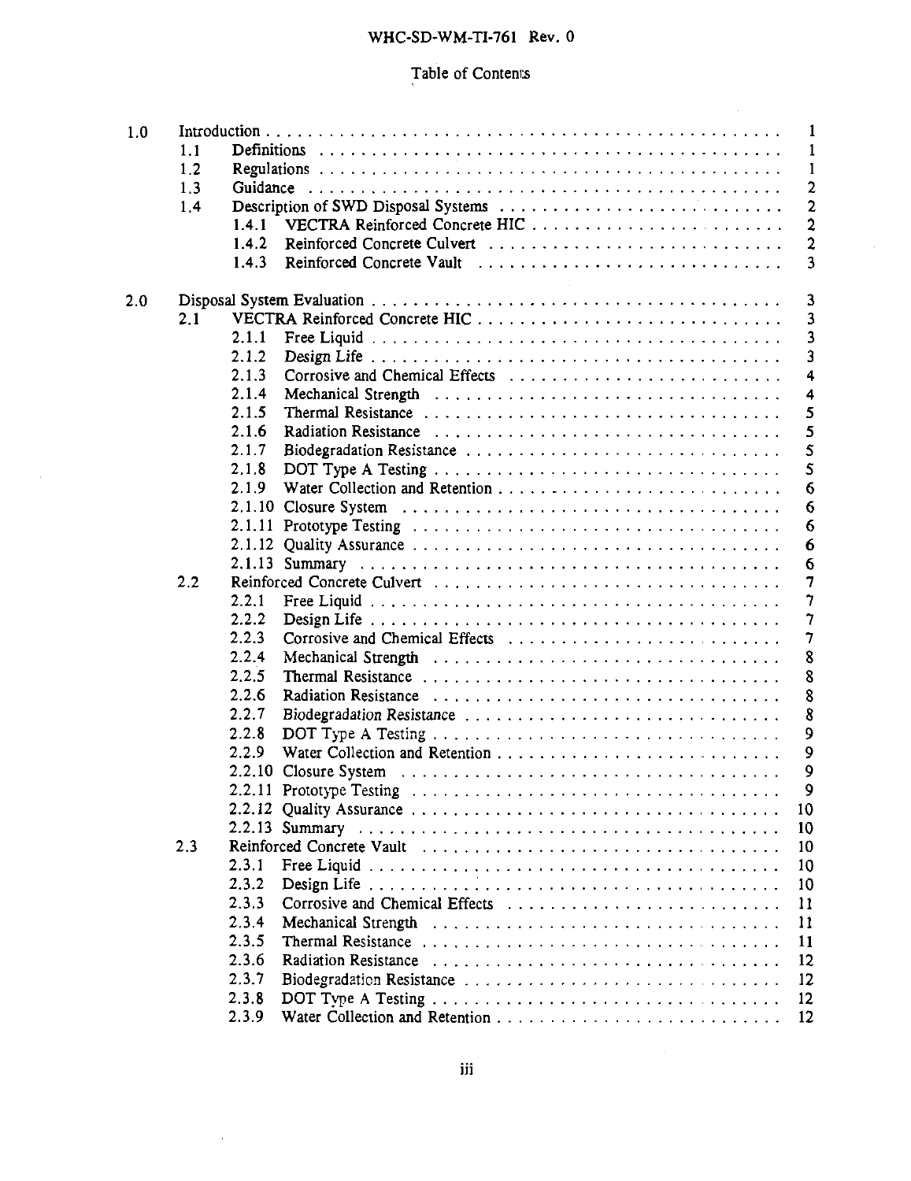# Table of Contents

| | | | |
|---|---|---|---|
| 1.0 | Introduction | | 1 |
| | 1.1 | Definitions | 1 |
| | 1.2 | Regulations | 1 |
| | 1.3 | Guidance | 2 |
| | 1.4 | Description of SWD Disposal Systems | 2 |
| | | 1.4.1 VECTRA Reinforced Concrete HIC | 2 |
| | | 1.4.2 Reinforced Concrete Culvert | 2 |
| | | 1.4.3 Reinforced Concrete Vault | 3 |
| 2.0 | Disposal System Evaluation | | 3 |
| | 2.1 | VECTRA Reinforced Concrete HIC | 3 |
| | | 2.1.1 Free Liquid | 3 |
| | | 2.1.2 Design Life | 3 |
| | | 2.1.3 Corrosive and Chemical Effects | 4 |
| | | 2.1.4 Mechanical Strength | 4 |
| | | 2.1.5 Thermal Resistance | 5 |
| | | 2.1.6 Radiation Resistance | 5 |
| | | 2.1.7 Biodegradation Resistance | 5 |
| | | 2.1.8 DOT Type A Testing | 5 |
| | | 2.1.9 Water Collection and Retention | 6 |
| | | 2.1.10 Closure System | 6 |
| | | 2.1.11 Prototype Testing | 6 |
| | | 2.1.12 Quality Assurance | 6 |
| | | 2.1.13 Summary | 6 |
| | 2.2 | Reinforced Concrete Culvert | 7 |
| | | 2.2.1 Free Liquid | 7 |
| | | 2.2.2 Design Life | 7 |
| | | 2.2.3 Corrosive and Chemical Effects | 7 |
| | | 2.2.4 Mechanical Strength | 8 |
| | | 2.2.5 Thermal Resistance | 8 |
| | | 2.2.6 Radiation Resistance | 8 |
| | | 2.2.7 Biodegradation Resistance | 8 |
| | | 2.2.8 DOT Type A Testing | 9 |
| | | 2.2.9 Water Collection and Retention | 9 |
| | | 2.2.10 Closure System | 9 |
| | | 2.2.11 Prototype Testing | 9 |
| | | 2.2.12 Quality Assurance | 10 |
| | | 2.2.13 Summary | 10 |
| | 2.3 | Reinforced Concrete Vault | 10 |
| | | 2.3.1 Free Liquid | 10 |
| | | 2.3.2 Design Life | 10 |
| | | 2.3.3 Corrosive and Chemical Effects | 11 |
| | | 2.3.4 Mechanical Strength | 11 |
| | | 2.3.5 Thermal Resistance | 11 |
| | | 2.3.6 Radiation Resistance | 12 |
| | | 2.3.7 Biodegradation Resistance | 12 |
| | | 2.3.8 DOT Type A Testing | 12 |
| | | 2.3.9 Water Collection and Retention | 12 |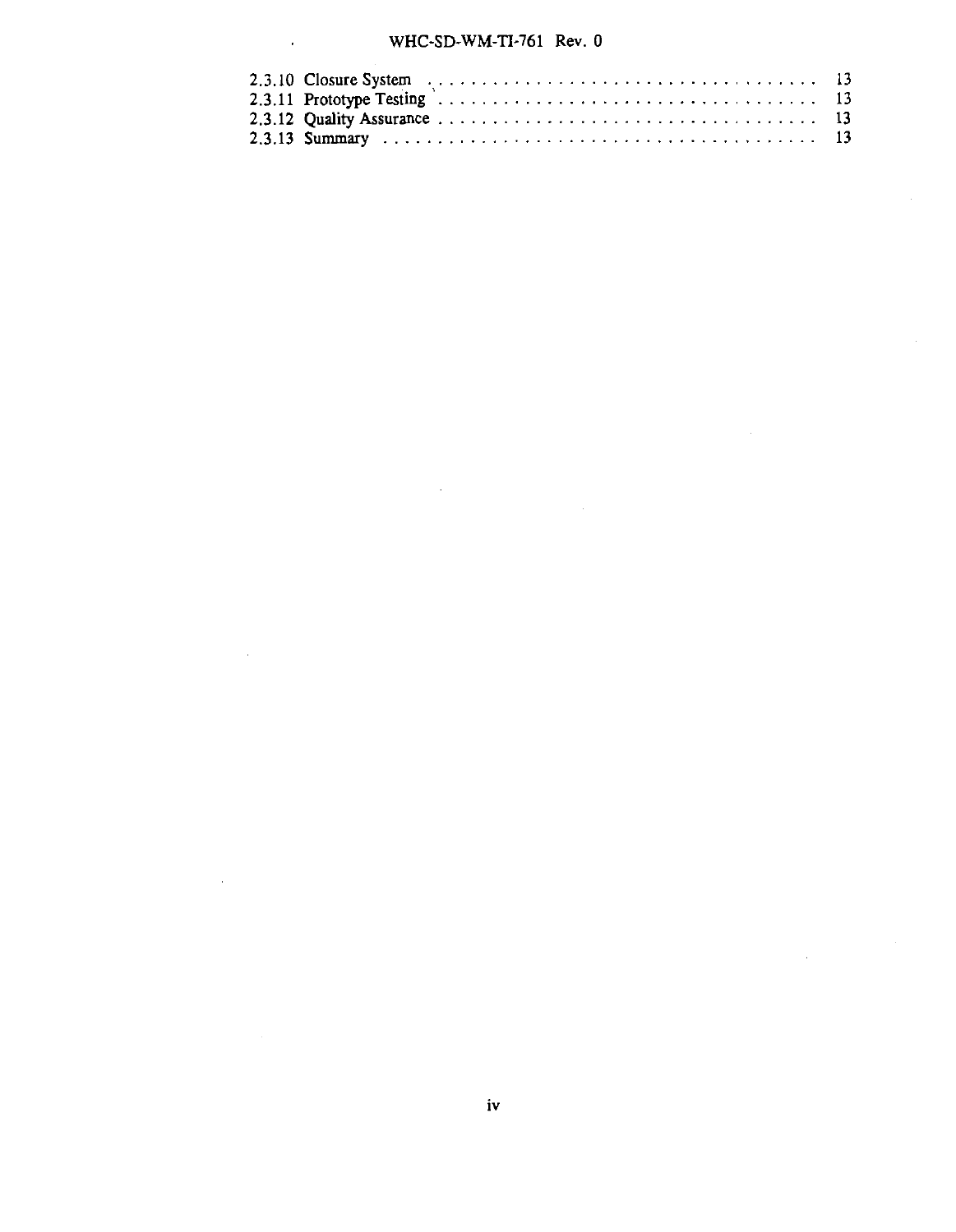2.3.10 Closure System . . . . . . . . . . . . . . . . . . . . . . . . . . . . . . . . . . 13
2.3.11 Prototype Testing . . . . . . . . . . . . . . . . . . . . . . . . . . . . . . . . . 13
2.3.12 Quality Assurance . . . . . . . . . . . . . . . . . . . . . . . . . . . . . . . . 13
2.3.13 Summary . . . . . . . . . . . . . . . . . . . . . . . . . . . . . . . . . . . . . 13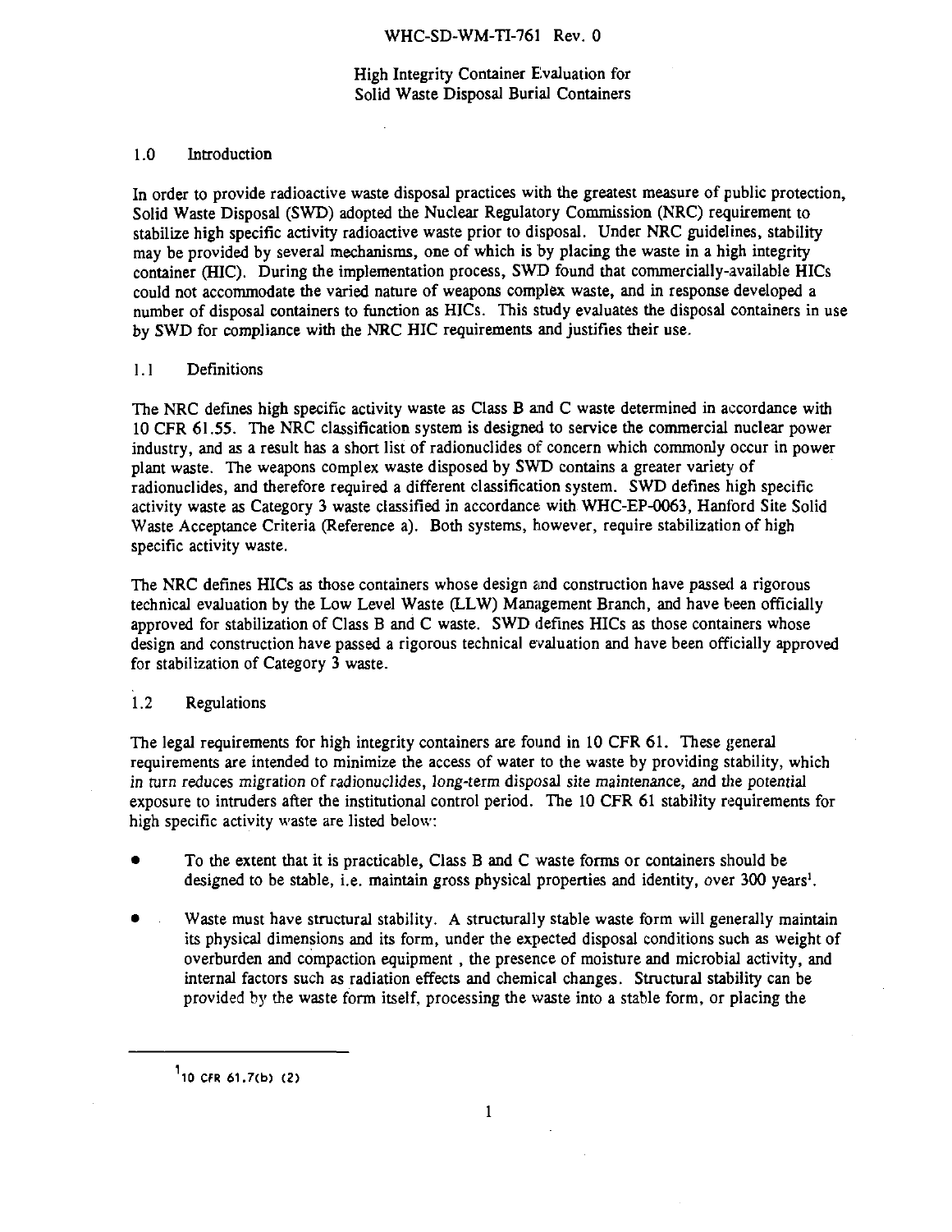# High Integrity Container Evaluation for Solid Waste Disposal Burial Containers

## 1.0 Introduction

In order to provide radioactive waste disposal practices with the greatest measure of public protection, Solid Waste Disposal (SWD) adopted the Nuclear Regulatory Commission (NRC) requirement to stabilize high specific activity radioactive waste prior to disposal. Under NRC guidelines, stability may be provided by several mechanisms, one of which is by placing the waste in a high integrity container (HIC). During the implementation process, SWD found that commercially-available HICs could not accommodate the varied nature of weapons complex waste, and in response developed a number of disposal containers to function as HICs. This study evaluates the disposal containers in use by SWD for compliance with the NRC HIC requirements and justifies their use.

### 1.1 Definitions

The NRC defines high specific activity waste as Class B and C waste determined in accordance with 10 CFR 61.55. The NRC classification system is designed to service the commercial nuclear power industry, and as a result has a short list of radionuclides of concern which commonly occur in power plant waste. The weapons complex waste disposed by SWD contains a greater variety of radionuclides, and therefore required a different classification system. SWD defines high specific activity waste as Category 3 waste classified in accordance with WHC-EP-0063, Hanford Site Solid Waste Acceptance Criteria (Reference a). Both systems, however, require stabilization of high specific activity waste.

The NRC defines HICs as those containers whose design and construction have passed a rigorous technical evaluation by the Low Level Waste (LLW) Management Branch, and have been officially approved for stabilization of Class B and C waste. SWD defines HICs as those containers whose design and construction have passed a rigorous technical evaluation and have been officially approved for stabilization of Category 3 waste.

### 1.2 Regulations

The legal requirements for high integrity containers are found in 10 CFR 61. These general requirements are intended to minimize the access of water to the waste by providing stability, which in turn reduces migration of radionuclides, long-term disposal site maintenance, and the potential exposure to intruders after the institutional control period. The 10 CFR 61 stability requirements for high specific activity waste are listed below:

- To the extent that it is practicable, Class B and C waste forms or containers should be designed to be stable, i.e. maintain gross physical properties and identity, over 300 years[1].
- Waste must have structural stability. A structurally stable waste form will generally maintain its physical dimensions and its form, under the expected disposal conditions such as weight of overburden and compaction equipment , the presence of moisture and microbial activity, and internal factors such as radiation effects and chemical changes. Structural stability can be provided by the waste form itself, processing the waste into a stable form, or placing the

[1] 10 CFR 61.7(b) (2)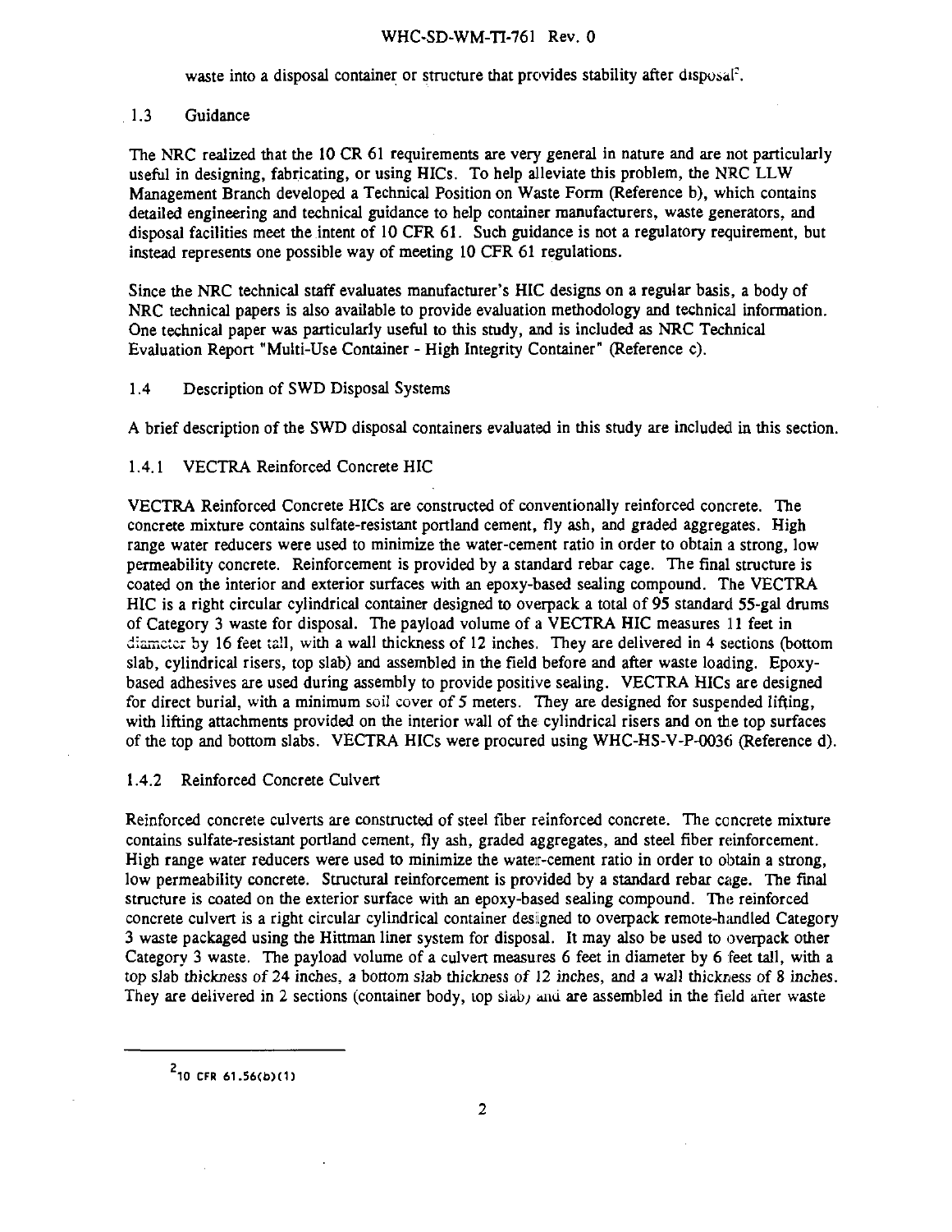waste into a disposal container or structure that provides stability after disposal[2].

## 1.3 Guidance

The NRC realized that the 10 CR 61 requirements are very general in nature and are not particularly useful in designing, fabricating, or using HICs. To help alleviate this problem, the NRC LLW Management Branch developed a Technical Position on Waste Form (Reference b), which contains detailed engineering and technical guidance to help container manufacturers, waste generators, and disposal facilities meet the intent of 10 CFR 61. Such guidance is not a regulatory requirement, but instead represents one possible way of meeting 10 CFR 61 regulations.

Since the NRC technical staff evaluates manufacturer's HIC designs on a regular basis, a body of NRC technical papers is also available to provide evaluation methodology and technical information. One technical paper was particularly useful to this study, and is included as NRC Technical Evaluation Report "Multi-Use Container - High Integrity Container" (Reference c).

## 1.4 Description of SWD Disposal Systems

A brief description of the SWD disposal containers evaluated in this study are included in this section.

### 1.4.1 VECTRA Reinforced Concrete HIC

VECTRA Reinforced Concrete HICs are constructed of conventionally reinforced concrete. The concrete mixture contains sulfate-resistant portland cement, fly ash, and graded aggregates. High range water reducers were used to minimize the water-cement ratio in order to obtain a strong, low permeability concrete. Reinforcement is provided by a standard rebar cage. The final structure is coated on the interior and exterior surfaces with an epoxy-based sealing compound. The VECTRA HIC is a right circular cylindrical container designed to overpack a total of 95 standard 55-gal drums of Category 3 waste for disposal. The payload volume of a VECTRA HIC measures 11 feet in diameter by 16 feet tall, with a wall thickness of 12 inches. They are delivered in 4 sections (bottom slab, cylindrical risers, top slab) and assembled in the field before and after waste loading. Epoxy-based adhesives are used during assembly to provide positive sealing. VECTRA HICs are designed for direct burial, with a minimum soil cover of 5 meters. They are designed for suspended lifting, with lifting attachments provided on the interior wall of the cylindrical risers and on the top surfaces of the top and bottom slabs. VECTRA HICs were procured using WHC-HS-V-P-0036 (Reference d).

### 1.4.2 Reinforced Concrete Culvert

Reinforced concrete culverts are constructed of steel fiber reinforced concrete. The concrete mixture contains sulfate-resistant portland cement, fly ash, graded aggregates, and steel fiber reinforcement. High range water reducers were used to minimize the water-cement ratio in order to obtain a strong, low permeability concrete. Structural reinforcement is provided by a standard rebar cage. The final structure is coated on the exterior surface with an epoxy-based sealing compound. The reinforced concrete culvert is a right circular cylindrical container designed to overpack remote-handled Category 3 waste packaged using the Hittman liner system for disposal. It may also be used to overpack other Category 3 waste. The payload volume of a culvert measures 6 feet in diameter by 6 feet tall, with a top slab thickness of 24 inches, a bottom slab thickness of 12 inches, and a wall thickness of 8 inches. They are delivered in 2 sections (container body, top slab) and are assembled in the field after waste

---

[2] 10 CFR 61.56(b)(1)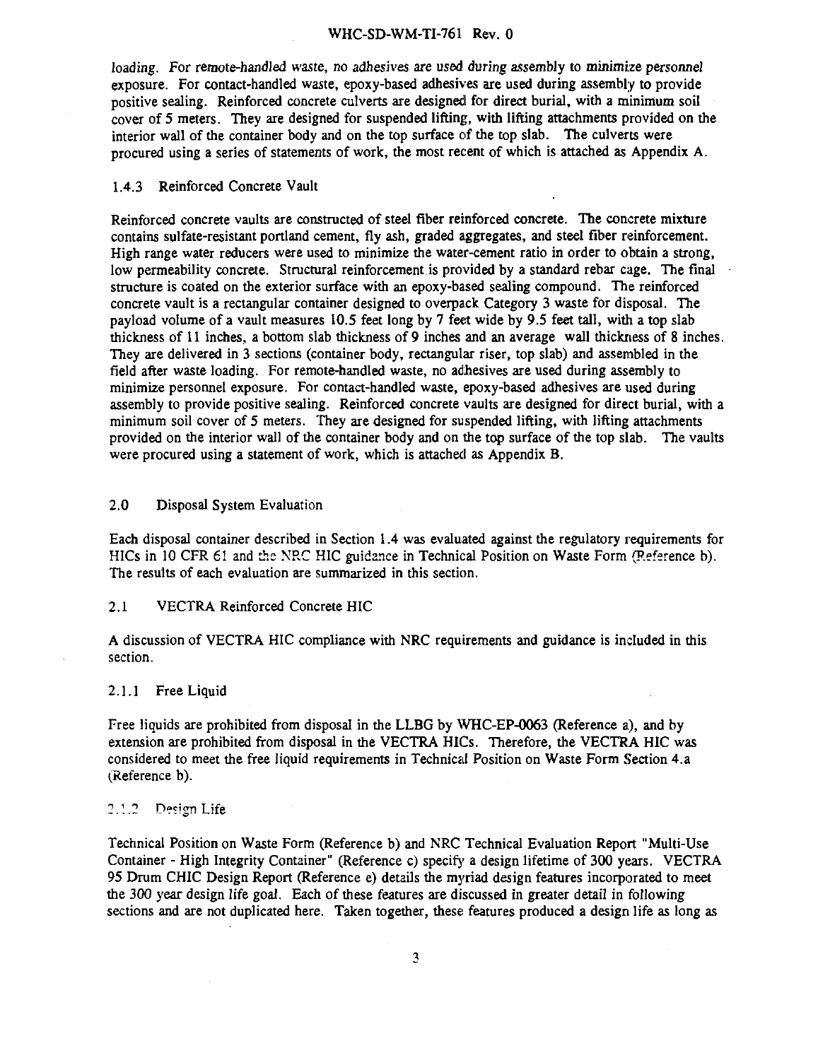loading. For remote-handled waste, no adhesives are used during assembly to minimize personnel exposure. For contact-handled waste, epoxy-based adhesives are used during assembly to provide positive sealing. Reinforced concrete culverts are designed for direct burial, with a minimum soil cover of 5 meters. They are designed for suspended lifting, with lifting attachments provided on the interior wall of the container body and on the top surface of the top slab. The culverts were procured using a series of statements of work, the most recent of which is attached as Appendix A.

### 1.4.3 Reinforced Concrete Vault

Reinforced concrete vaults are constructed of steel fiber reinforced concrete. The concrete mixture contains sulfate-resistant portland cement, fly ash, graded aggregates, and steel fiber reinforcement. High range water reducers were used to minimize the water-cement ratio in order to obtain a strong, low permeability concrete. Structural reinforcement is provided by a standard rebar cage. The final structure is coated on the exterior surface with an epoxy-based sealing compound. The reinforced concrete vault is a rectangular container designed to overpack Category 3 waste for disposal. The payload volume of a vault measures 10.5 feet long by 7 feet wide by 9.5 feet tall, with a top slab thickness of 11 inches, a bottom slab thickness of 9 inches and an average wall thickness of 8 inches. They are delivered in 3 sections (container body, rectangular riser, top slab) and assembled in the field after waste loading. For remote-handled waste, no adhesives are used during assembly to minimize personnel exposure. For contact-handled waste, epoxy-based adhesives are used during assembly to provide positive sealing. Reinforced concrete vaults are designed for direct burial, with a minimum soil cover of 5 meters. They are designed for suspended lifting, with lifting attachments provided on the interior wall of the container body and on the top surface of the top slab. The vaults were procured using a statement of work, which is attached as Appendix B.

## 2.0 Disposal System Evaluation

Each disposal container described in Section 1.4 was evaluated against the regulatory requirements for HICs in 10 CFR 61 and the NRC HIC guidance in Technical Position on Waste Form (Reference b). The results of each evaluation are summarized in this section.

### 2.1 VECTRA Reinforced Concrete HIC

A discussion of VECTRA HIC compliance with NRC requirements and guidance is included in this section.

#### 2.1.1 Free Liquid

Free liquids are prohibited from disposal in the LLBG by WHC-EP-0063 (Reference a), and by extension are prohibited from disposal in the VECTRA HICs. Therefore, the VECTRA HIC was considered to meet the free liquid requirements in Technical Position on Waste Form Section 4.a (Reference b).

#### 2.1.2 Design Life

Technical Position on Waste Form (Reference b) and NRC Technical Evaluation Report "Multi-Use Container - High Integrity Container" (Reference c) specify a design lifetime of 300 years. VECTRA 95 Drum CHIC Design Report (Reference e) details the myriad design features incorporated to meet the 300 year design life goal. Each of these features are discussed in greater detail in following sections and are not duplicated here. Taken together, these features produced a design life as long as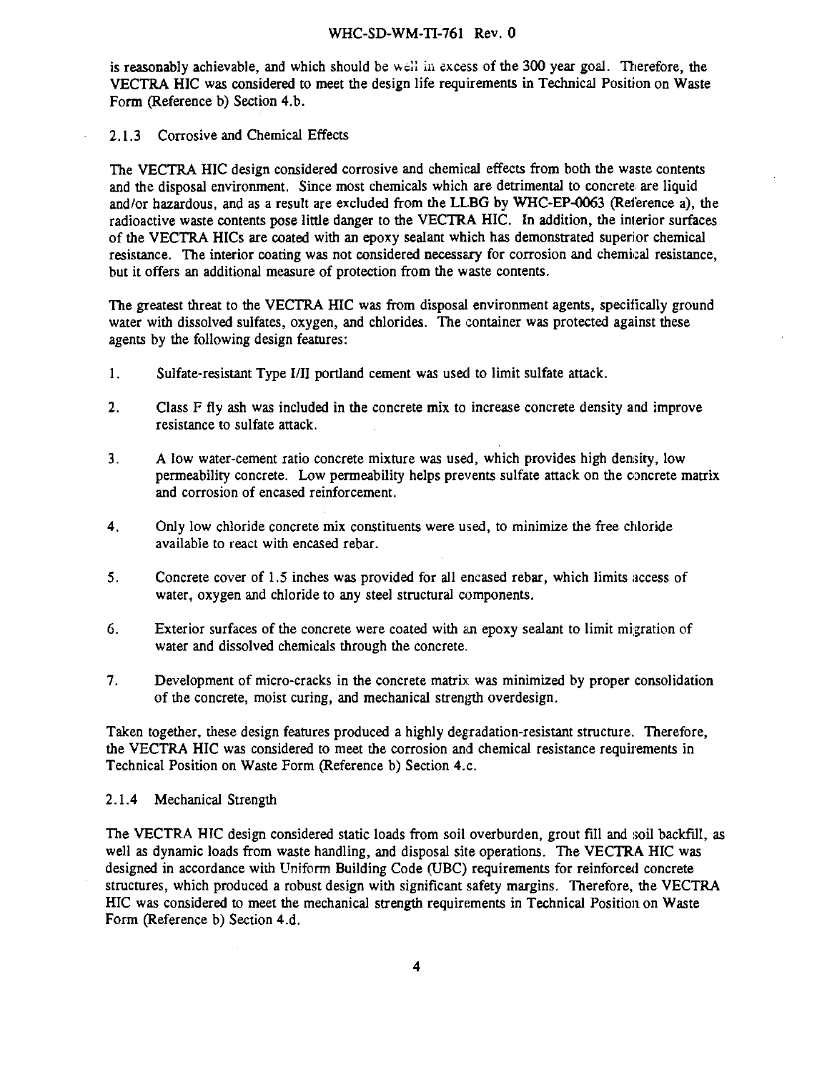is reasonably achievable, and which should be well in excess of the 300 year goal. Therefore, the VECTRA HIC was considered to meet the design life requirements in Technical Position on Waste Form (Reference b) Section 4.b.

### 2.1.3 Corrosive and Chemical Effects

The VECTRA HIC design considered corrosive and chemical effects from both the waste contents and the disposal environment. Since most chemicals which are detrimental to concrete are liquid and/or hazardous, and as a result are excluded from the LLBG by WHC-EP-0063 (Reference a), the radioactive waste contents pose little danger to the VECTRA HIC. In addition, the interior surfaces of the VECTRA HICs are coated with an epoxy sealant which has demonstrated superior chemical resistance. The interior coating was not considered necessary for corrosion and chemical resistance, but it offers an additional measure of protection from the waste contents.

The greatest threat to the VECTRA HIC was from disposal environment agents, specifically ground water with dissolved sulfates, oxygen, and chlorides. The container was protected against these agents by the following design features:

1. Sulfate-resistant Type I/II portland cement was used to limit sulfate attack.
2. Class F fly ash was included in the concrete mix to increase concrete density and improve resistance to sulfate attack.
3. A low water-cement ratio concrete mixture was used, which provides high density, low permeability concrete. Low permeability helps prevents sulfate attack on the concrete matrix and corrosion of encased reinforcement.
4. Only low chloride concrete mix constituents were used, to minimize the free chloride available to react with encased rebar.
5. Concrete cover of 1.5 inches was provided for all encased rebar, which limits access of water, oxygen and chloride to any steel structural components.
6. Exterior surfaces of the concrete were coated with an epoxy sealant to limit migration of water and dissolved chemicals through the concrete.
7. Development of micro-cracks in the concrete matrix was minimized by proper consolidation of the concrete, moist curing, and mechanical strength overdesign.

Taken together, these design features produced a highly degradation-resistant structure. Therefore, the VECTRA HIC was considered to meet the corrosion and chemical resistance requirements in Technical Position on Waste Form (Reference b) Section 4.c.

### 2.1.4 Mechanical Strength

The VECTRA HIC design considered static loads from soil overburden, grout fill and soil backfill, as well as dynamic loads from waste handling, and disposal site operations. The VECTRA HIC was designed in accordance with Uniform Building Code (UBC) requirements for reinforced concrete structures, which produced a robust design with significant safety margins. Therefore, the VECTRA HIC was considered to meet the mechanical strength requirements in Technical Position on Waste Form (Reference b) Section 4.d.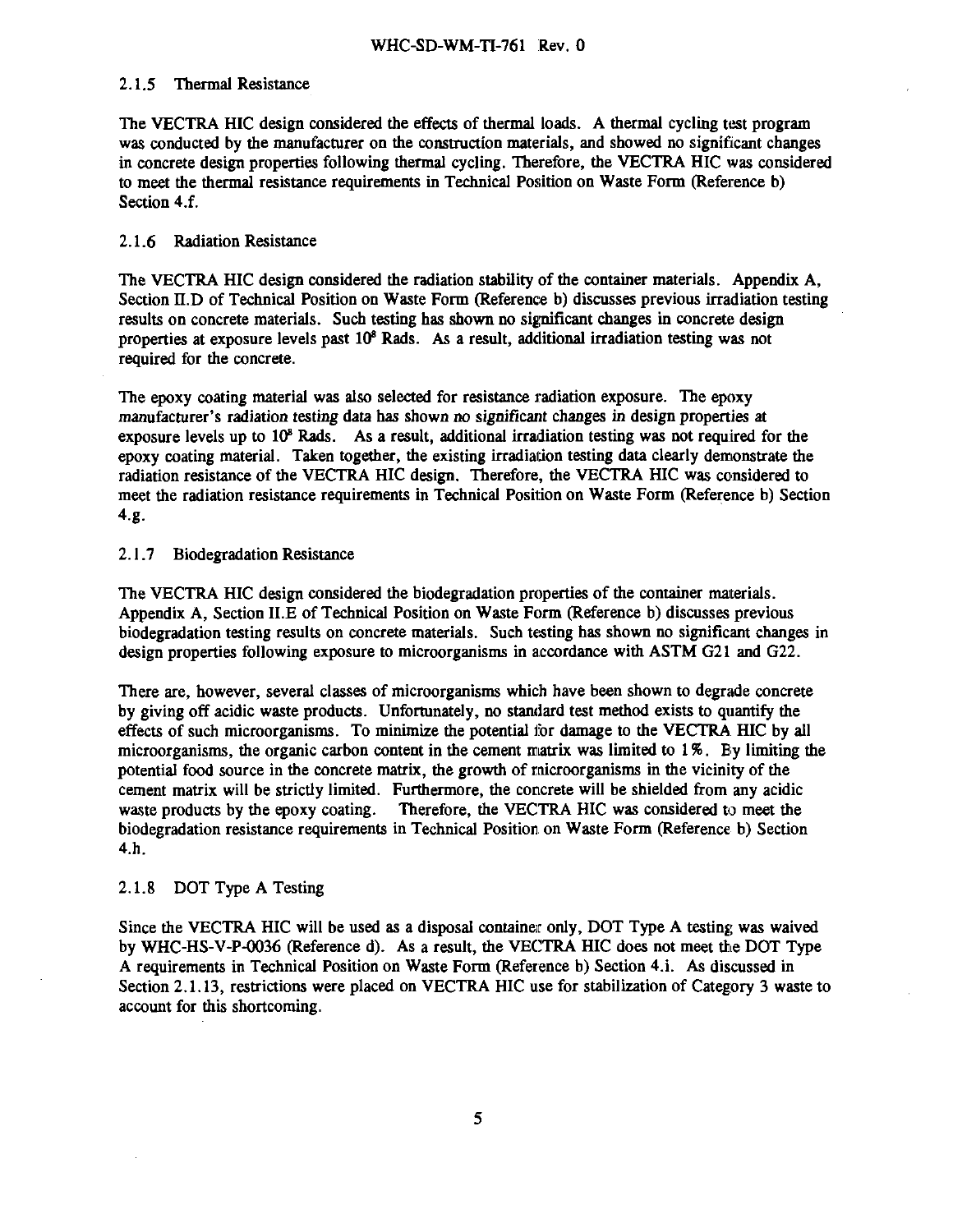#### 2.1.5 Thermal Resistance

The VECTRA HIC design considered the effects of thermal loads. A thermal cycling test program was conducted by the manufacturer on the construction materials, and showed no significant changes in concrete design properties following thermal cycling. Therefore, the VECTRA HIC was considered to meet the thermal resistance requirements in Technical Position on Waste Form (Reference b) Section 4.f.

#### 2.1.6 Radiation Resistance

The VECTRA HIC design considered the radiation stability of the container materials. Appendix A, Section II.D of Technical Position on Waste Form (Reference b) discusses previous irradiation testing results on concrete materials. Such testing has shown no significant changes in concrete design properties at exposure levels past $10^8$ Rads. As a result, additional irradiation testing was not required for the concrete.

The epoxy coating material was also selected for resistance radiation exposure. The epoxy manufacturer's radiation testing data has shown no significant changes in design properties at exposure levels up to $10^8$ Rads. As a result, additional irradiation testing was not required for the epoxy coating material. Taken together, the existing irradiation testing data clearly demonstrate the radiation resistance of the VECTRA HIC design. Therefore, the VECTRA HIC was considered to meet the radiation resistance requirements in Technical Position on Waste Form (Reference b) Section 4.g.

#### 2.1.7 Biodegradation Resistance

The VECTRA HIC design considered the biodegradation properties of the container materials. Appendix A, Section II.E of Technical Position on Waste Form (Reference b) discusses previous biodegradation testing results on concrete materials. Such testing has shown no significant changes in design properties following exposure to microorganisms in accordance with ASTM G21 and G22.

There are, however, several classes of microorganisms which have been shown to degrade concrete by giving off acidic waste products. Unfortunately, no standard test method exists to quantify the effects of such microorganisms. To minimize the potential for damage to the VECTRA HIC by all microorganisms, the organic carbon content in the cement matrix was limited to 1%. By limiting the potential food source in the concrete matrix, the growth of microorganisms in the vicinity of the cement matrix will be strictly limited. Furthermore, the concrete will be shielded from any acidic waste products by the epoxy coating. Therefore, the VECTRA HIC was considered to meet the biodegradation resistance requirements in Technical Position on Waste Form (Reference b) Section 4.h.

#### 2.1.8 DOT Type A Testing

Since the VECTRA HIC will be used as a disposal container only, DOT Type A testing was waived by WHC-HS-V-P-0036 (Reference d). As a result, the VECTRA HIC does not meet the DOT Type A requirements in Technical Position on Waste Form (Reference b) Section 4.i. As discussed in Section 2.1.13, restrictions were placed on VECTRA HIC use for stabilization of Category 3 waste to account for this shortcoming.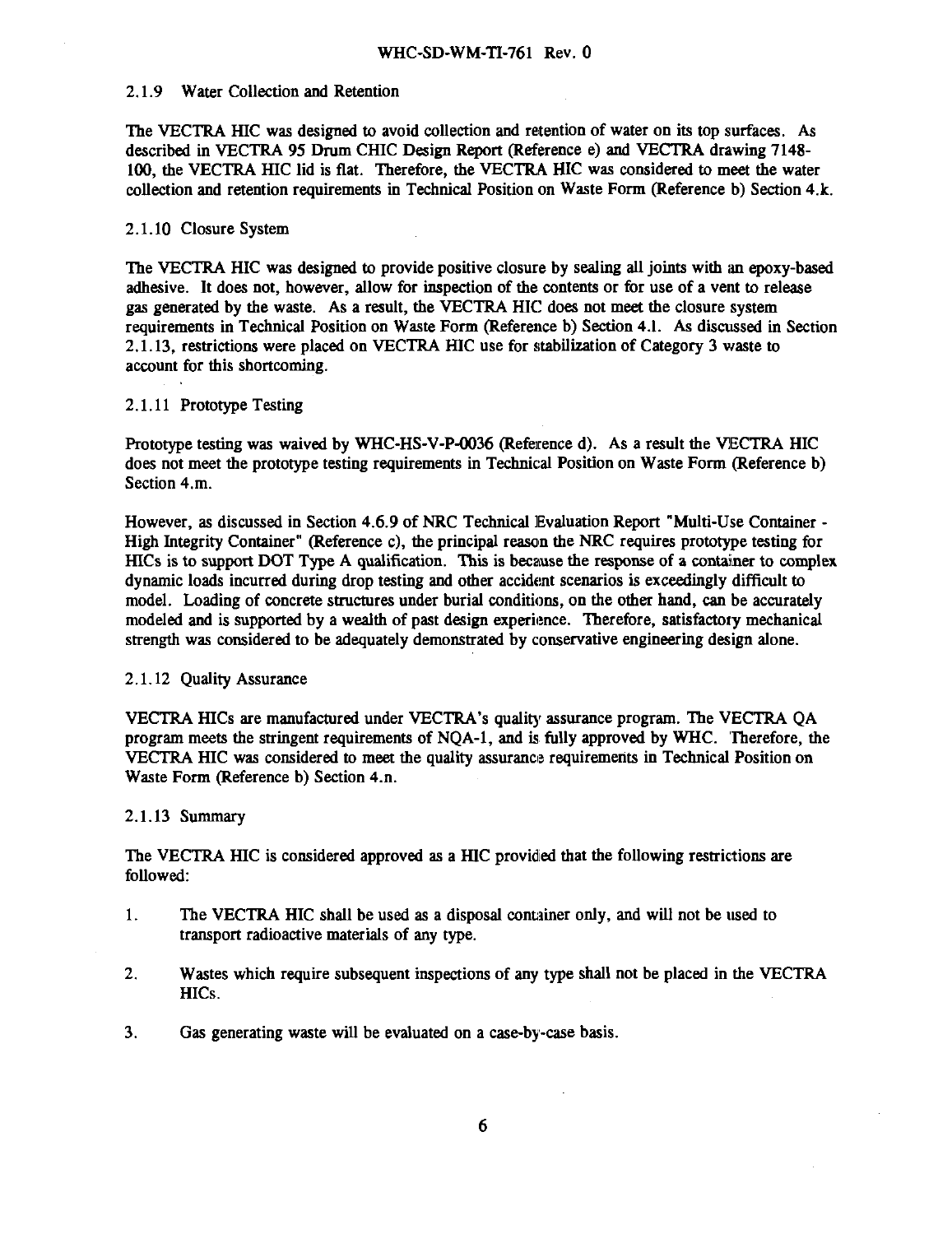#### 2.1.9 Water Collection and Retention

The VECTRA HIC was designed to avoid collection and retention of water on its top surfaces. As described in VECTRA 95 Drum CHIC Design Report (Reference e) and VECTRA drawing 7148-100, the VECTRA HIC lid is flat. Therefore, the VECTRA HIC was considered to meet the water collection and retention requirements in Technical Position on Waste Form (Reference b) Section 4.k.

#### 2.1.10 Closure System

The VECTRA HIC was designed to provide positive closure by sealing all joints with an epoxy-based adhesive. It does not, however, allow for inspection of the contents or for use of a vent to release gas generated by the waste. As a result, the VECTRA HIC does not meet the closure system requirements in Technical Position on Waste Form (Reference b) Section 4.l. As discussed in Section 2.1.13, restrictions were placed on VECTRA HIC use for stabilization of Category 3 waste to account for this shortcoming.

#### 2.1.11 Prototype Testing

Prototype testing was waived by WHC-HS-V-P-0036 (Reference d). As a result the VECTRA HIC does not meet the prototype testing requirements in Technical Position on Waste Form (Reference b) Section 4.m.

However, as discussed in Section 4.6.9 of NRC Technical Evaluation Report "Multi-Use Container - High Integrity Container" (Reference c), the principal reason the NRC requires prototype testing for HICs is to support DOT Type A qualification. This is because the response of a container to complex dynamic loads incurred during drop testing and other accident scenarios is exceedingly difficult to model. Loading of concrete structures under burial conditions, on the other hand, can be accurately modeled and is supported by a wealth of past design experience. Therefore, satisfactory mechanical strength was considered to be adequately demonstrated by conservative engineering design alone.

#### 2.1.12 Quality Assurance

VECTRA HICs are manufactured under VECTRA's quality assurance program. The VECTRA QA program meets the stringent requirements of NQA-1, and is fully approved by WHC. Therefore, the VECTRA HIC was considered to meet the quality assurance requirements in Technical Position on Waste Form (Reference b) Section 4.n.

#### 2.1.13 Summary

The VECTRA HIC is considered approved as a HIC provided that the following restrictions are followed:

1. The VECTRA HIC shall be used as a disposal container only, and will not be used to transport radioactive materials of any type.

2. Wastes which require subsequent inspections of any type shall not be placed in the VECTRA HICs.

3. Gas generating waste will be evaluated on a case-by-case basis.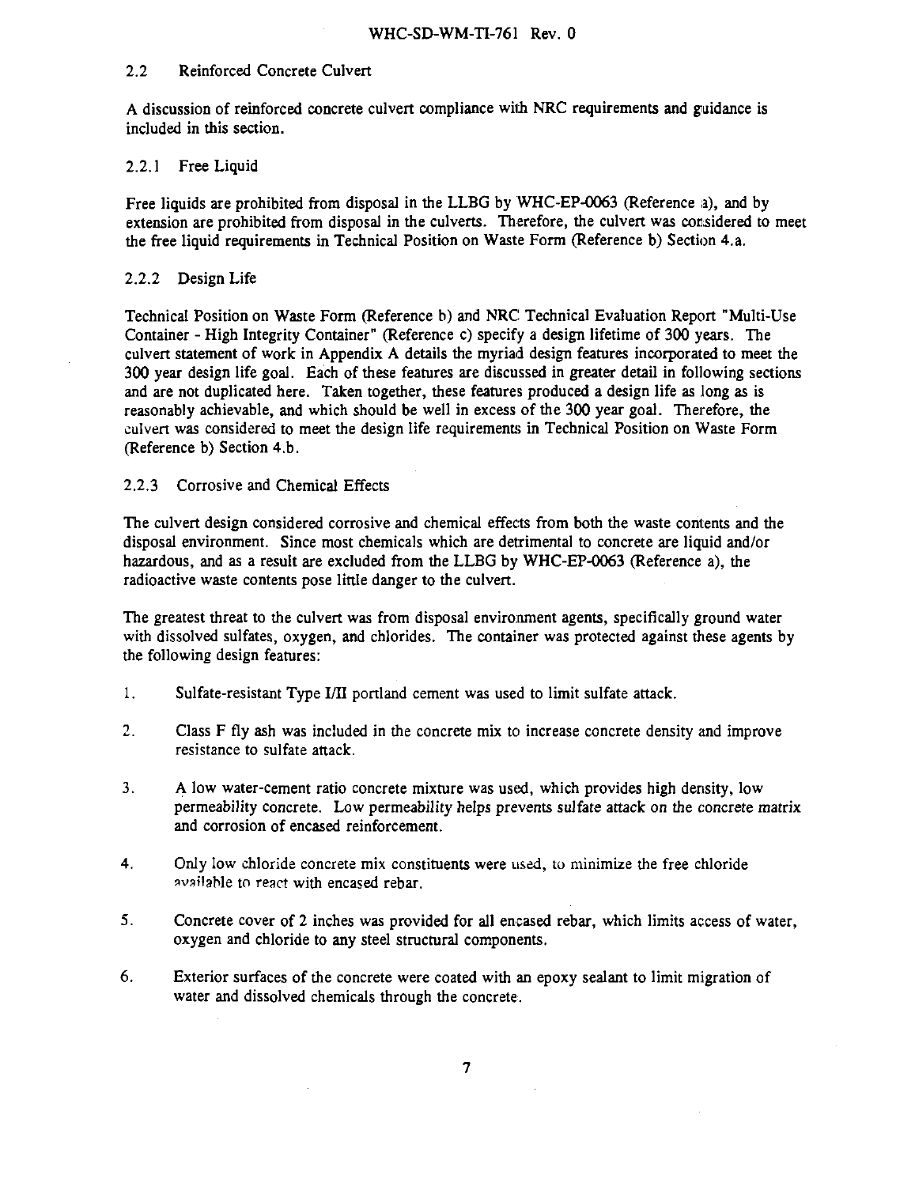## 2.2 Reinforced Concrete Culvert

A discussion of reinforced concrete culvert compliance with NRC requirements and guidance is included in this section.

### 2.2.1 Free Liquid

Free liquids are prohibited from disposal in the LLBG by WHC-EP-0063 (Reference a), and by extension are prohibited from disposal in the culverts. Therefore, the culvert was considered to meet the free liquid requirements in Technical Position on Waste Form (Reference b) Section 4.a.

### 2.2.2 Design Life

Technical Position on Waste Form (Reference b) and NRC Technical Evaluation Report "Multi-Use Container - High Integrity Container" (Reference c) specify a design lifetime of 300 years. The culvert statement of work in Appendix A details the myriad design features incorporated to meet the 300 year design life goal. Each of these features are discussed in greater detail in following sections and are not duplicated here. Taken together, these features produced a design life as long as is reasonably achievable, and which should be well in excess of the 300 year goal. Therefore, the culvert was considered to meet the design life requirements in Technical Position on Waste Form (Reference b) Section 4.b.

### 2.2.3 Corrosive and Chemical Effects

The culvert design considered corrosive and chemical effects from both the waste contents and the disposal environment. Since most chemicals which are detrimental to concrete are liquid and/or hazardous, and as a result are excluded from the LLBG by WHC-EP-0063 (Reference a), the radioactive waste contents pose little danger to the culvert.

The greatest threat to the culvert was from disposal environment agents, specifically ground water with dissolved sulfates, oxygen, and chlorides. The container was protected against these agents by the following design features:

1. Sulfate-resistant Type I/II portland cement was used to limit sulfate attack.

2. Class F fly ash was included in the concrete mix to increase concrete density and improve resistance to sulfate attack.

3. A low water-cement ratio concrete mixture was used, which provides high density, low permeability concrete. Low permeability helps prevents sulfate attack on the concrete matrix and corrosion of encased reinforcement.

4. Only low chloride concrete mix constituents were used, to minimize the free chloride available to react with encased rebar.

5. Concrete cover of 2 inches was provided for all encased rebar, which limits access of water, oxygen and chloride to any steel structural components.

6. Exterior surfaces of the concrete were coated with an epoxy sealant to limit migration of water and dissolved chemicals through the concrete.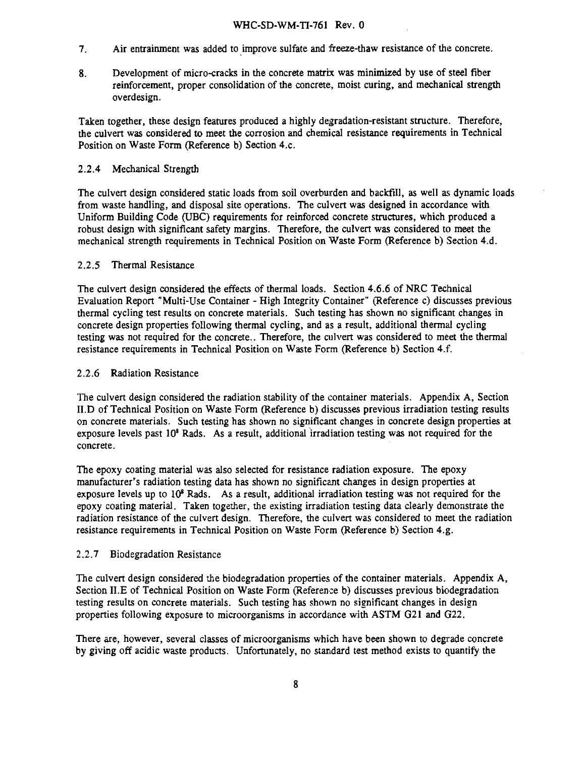7. Air entrainment was added to improve sulfate and freeze-thaw resistance of the concrete.

8. Development of micro-cracks in the concrete matrix was minimized by use of steel fiber reinforcement, proper consolidation of the concrete, moist curing, and mechanical strength overdesign.

Taken together, these design features produced a highly degradation-resistant structure. Therefore, the culvert was considered to meet the corrosion and chemical resistance requirements in Technical Position on Waste Form (Reference b) Section 4.c.

### 2.2.4 Mechanical Strength

The culvert design considered static loads from soil overburden and backfill, as well as dynamic loads from waste handling, and disposal site operations. The culvert was designed in accordance with Uniform Building Code (UBC) requirements for reinforced concrete structures, which produced a robust design with significant safety margins. Therefore, the culvert was considered to meet the mechanical strength requirements in Technical Position on Waste Form (Reference b) Section 4.d.

### 2.2.5 Thermal Resistance

The culvert design considered the effects of thermal loads. Section 4.6.6 of NRC Technical Evaluation Report "Multi-Use Container - High Integrity Container" (Reference c) discusses previous thermal cycling test results on concrete materials. Such testing has shown no significant changes in concrete design properties following thermal cycling, and as a result, additional thermal cycling testing was not required for the concrete.. Therefore, the culvert was considered to meet the thermal resistance requirements in Technical Position on Waste Form (Reference b) Section 4.f.

### 2.2.6 Radiation Resistance

The culvert design considered the radiation stability of the container materials. Appendix A, Section II.D of Technical Position on Waste Form (Reference b) discusses previous irradiation testing results on concrete materials. Such testing has shown no significant changes in concrete design properties at exposure levels past $10^8$ Rads. As a result, additional irradiation testing was not required for the concrete.

The epoxy coating material was also selected for resistance radiation exposure. The epoxy manufacturer's radiation testing data has shown no significant changes in design properties at exposure levels up to $10^8$ Rads. As a result, additional irradiation testing was not required for the epoxy coating material. Taken together, the existing irradiation testing data clearly demonstrate the radiation resistance of the culvert design. Therefore, the culvert was considered to meet the radiation resistance requirements in Technical Position on Waste Form (Reference b) Section 4.g.

### 2.2.7 Biodegradation Resistance

The culvert design considered the biodegradation properties of the container materials. Appendix A, Section II.E of Technical Position on Waste Form (Reference b) discusses previous biodegradation testing results on concrete materials. Such testing has shown no significant changes in design properties following exposure to microorganisms in accordance with ASTM G21 and G22.

There are, however, several classes of microorganisms which have been shown to degrade concrete by giving off acidic waste products. Unfortunately, no standard test method exists to quantify the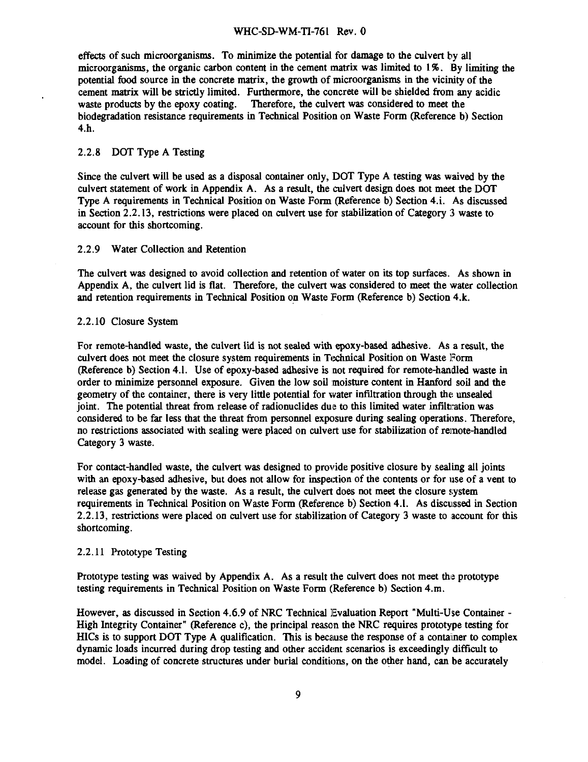effects of such microorganisms. To minimize the potential for damage to the culvert by all microorganisms, the organic carbon content in the cement matrix was limited to 1%. By limiting the potential food source in the concrete matrix, the growth of microorganisms in the vicinity of the cement matrix will be strictly limited. Furthermore, the concrete will be shielded from any acidic waste products by the epoxy coating. Therefore, the culvert was considered to meet the biodegradation resistance requirements in Technical Position on Waste Form (Reference b) Section 4.h.

### 2.2.8 DOT Type A Testing

Since the culvert will be used as a disposal container only, DOT Type A testing was waived by the culvert statement of work in Appendix A. As a result, the culvert design does not meet the DOT Type A requirements in Technical Position on Waste Form (Reference b) Section 4.i. As discussed in Section 2.2.13, restrictions were placed on culvert use for stabilization of Category 3 waste to account for this shortcoming.

### 2.2.9 Water Collection and Retention

The culvert was designed to avoid collection and retention of water on its top surfaces. As shown in Appendix A, the culvert lid is flat. Therefore, the culvert was considered to meet the water collection and retention requirements in Technical Position on Waste Form (Reference b) Section 4.k.

### 2.2.10 Closure System

For remote-handled waste, the culvert lid is not sealed with epoxy-based adhesive. As a result, the culvert does not meet the closure system requirements in Technical Position on Waste Form (Reference b) Section 4.l. Use of epoxy-based adhesive is not required for remote-handled waste in order to minimize personnel exposure. Given the low soil moisture content in Hanford soil and the geometry of the container, there is very little potential for water infiltration through the unsealed joint. The potential threat from release of radionuclides due to this limited water infiltration was considered to be far less that the threat from personnel exposure during sealing operations. Therefore, no restrictions associated with sealing were placed on culvert use for stabilization of remote-handled Category 3 waste.

For contact-handled waste, the culvert was designed to provide positive closure by sealing all joints with an epoxy-based adhesive, but does not allow for inspection of the contents or for use of a vent to release gas generated by the waste. As a result, the culvert does not meet the closure system requirements in Technical Position on Waste Form (Reference b) Section 4.l. As discussed in Section 2.2.13, restrictions were placed on culvert use for stabilization of Category 3 waste to account for this shortcoming.

### 2.2.11 Prototype Testing

Prototype testing was waived by Appendix A. As a result the culvert does not meet the prototype testing requirements in Technical Position on Waste Form (Reference b) Section 4.m.

However, as discussed in Section 4.6.9 of NRC Technical Evaluation Report "Multi-Use Container - High Integrity Container" (Reference c), the principal reason the NRC requires prototype testing for HICs is to support DOT Type A qualification. This is because the response of a container to complex dynamic loads incurred during drop testing and other accident scenarios is exceedingly difficult to model. Loading of concrete structures under burial conditions, on the other hand, can be accurately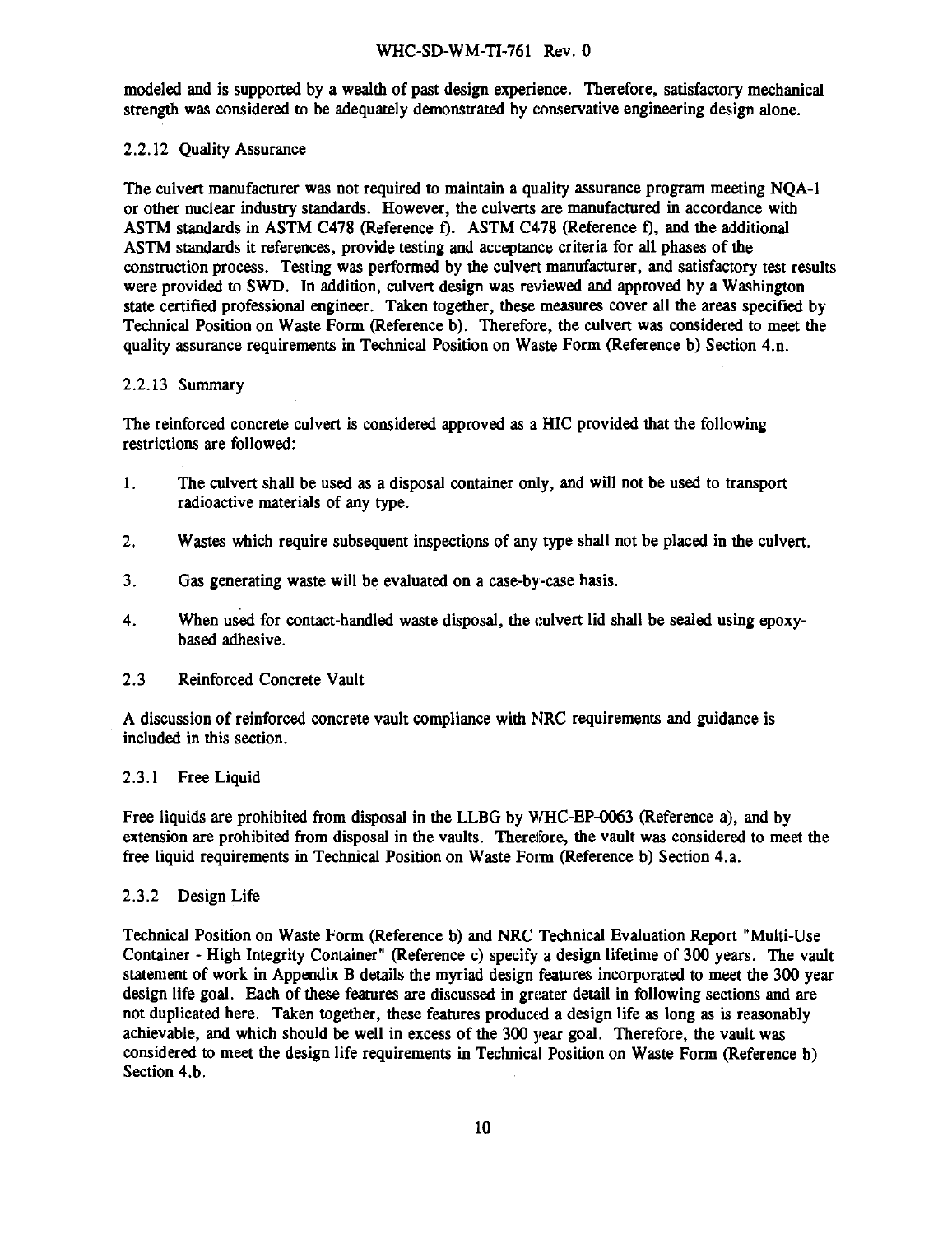modeled and is supported by a wealth of past design experience. Therefore, satisfactory mechanical strength was considered to be adequately demonstrated by conservative engineering design alone.

### 2.2.12 Quality Assurance

The culvert manufacturer was not required to maintain a quality assurance program meeting NQA-1 or other nuclear industry standards. However, the culverts are manufactured in accordance with ASTM standards in ASTM C478 (Reference f). ASTM C478 (Reference f), and the additional ASTM standards it references, provide testing and acceptance criteria for all phases of the construction process. Testing was performed by the culvert manufacturer, and satisfactory test results were provided to SWD. In addition, culvert design was reviewed and approved by a Washington state certified professional engineer. Taken together, these measures cover all the areas specified by Technical Position on Waste Form (Reference b). Therefore, the culvert was considered to meet the quality assurance requirements in Technical Position on Waste Form (Reference b) Section 4.n.

### 2.2.13 Summary

The reinforced concrete culvert is considered approved as a HIC provided that the following restrictions are followed:

1. The culvert shall be used as a disposal container only, and will not be used to transport radioactive materials of any type.
2. Wastes which require subsequent inspections of any type shall not be placed in the culvert.
3. Gas generating waste will be evaluated on a case-by-case basis.
4. When used for contact-handled waste disposal, the culvert lid shall be sealed using epoxy-based adhesive.

## 2.3 Reinforced Concrete Vault

A discussion of reinforced concrete vault compliance with NRC requirements and guidance is included in this section.

### 2.3.1 Free Liquid

Free liquids are prohibited from disposal in the LLBG by WHC-EP-0063 (Reference a), and by extension are prohibited from disposal in the vaults. Therefore, the vault was considered to meet the free liquid requirements in Technical Position on Waste Form (Reference b) Section 4.a.

### 2.3.2 Design Life

Technical Position on Waste Form (Reference b) and NRC Technical Evaluation Report "Multi-Use Container - High Integrity Container" (Reference c) specify a design lifetime of 300 years. The vault statement of work in Appendix B details the myriad design features incorporated to meet the 300 year design life goal. Each of these features are discussed in greater detail in following sections and are not duplicated here. Taken together, these features produced a design life as long as is reasonably achievable, and which should be well in excess of the 300 year goal. Therefore, the vault was considered to meet the design life requirements in Technical Position on Waste Form (Reference b) Section 4.b.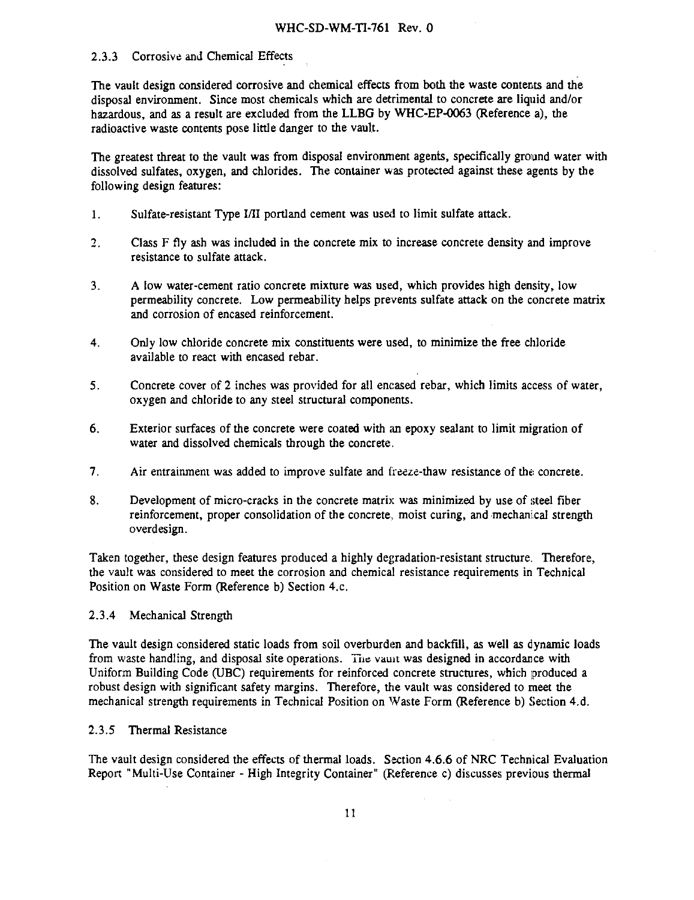### 2.3.3 Corrosive and Chemical Effects

The vault design considered corrosive and chemical effects from both the waste contents and the disposal environment. Since most chemicals which are detrimental to concrete are liquid and/or hazardous, and as a result are excluded from the LLBG by WHC-EP-0063 (Reference a), the radioactive waste contents pose little danger to the vault.

The greatest threat to the vault was from disposal environment agents, specifically ground water with dissolved sulfates, oxygen, and chlorides. The container was protected against these agents by the following design features:

1. Sulfate-resistant Type I/II portland cement was used to limit sulfate attack.

2. Class F fly ash was included in the concrete mix to increase concrete density and improve resistance to sulfate attack.

3. A low water-cement ratio concrete mixture was used, which provides high density, low permeability concrete. Low permeability helps prevents sulfate attack on the concrete matrix and corrosion of encased reinforcement.

4. Only low chloride concrete mix constituents were used, to minimize the free chloride available to react with encased rebar.

5. Concrete cover of 2 inches was provided for all encased rebar, which limits access of water, oxygen and chloride to any steel structural components.

6. Exterior surfaces of the concrete were coated with an epoxy sealant to limit migration of water and dissolved chemicals through the concrete.

7. Air entrainment was added to improve sulfate and freeze-thaw resistance of the concrete.

8. Development of micro-cracks in the concrete matrix was minimized by use of steel fiber reinforcement, proper consolidation of the concrete, moist curing, and mechanical strength overdesign.

Taken together, these design features produced a highly degradation-resistant structure. Therefore, the vault was considered to meet the corrosion and chemical resistance requirements in Technical Position on Waste Form (Reference b) Section 4.c.

### 2.3.4 Mechanical Strength

The vault design considered static loads from soil overburden and backfill, as well as dynamic loads from waste handling, and disposal site operations. The vault was designed in accordance with Uniform Building Code (UBC) requirements for reinforced concrete structures, which produced a robust design with significant safety margins. Therefore, the vault was considered to meet the mechanical strength requirements in Technical Position on Waste Form (Reference b) Section 4.d.

### 2.3.5 Thermal Resistance

The vault design considered the effects of thermal loads. Section 4.6.6 of NRC Technical Evaluation Report "Multi-Use Container - High Integrity Container" (Reference c) discusses previous thermal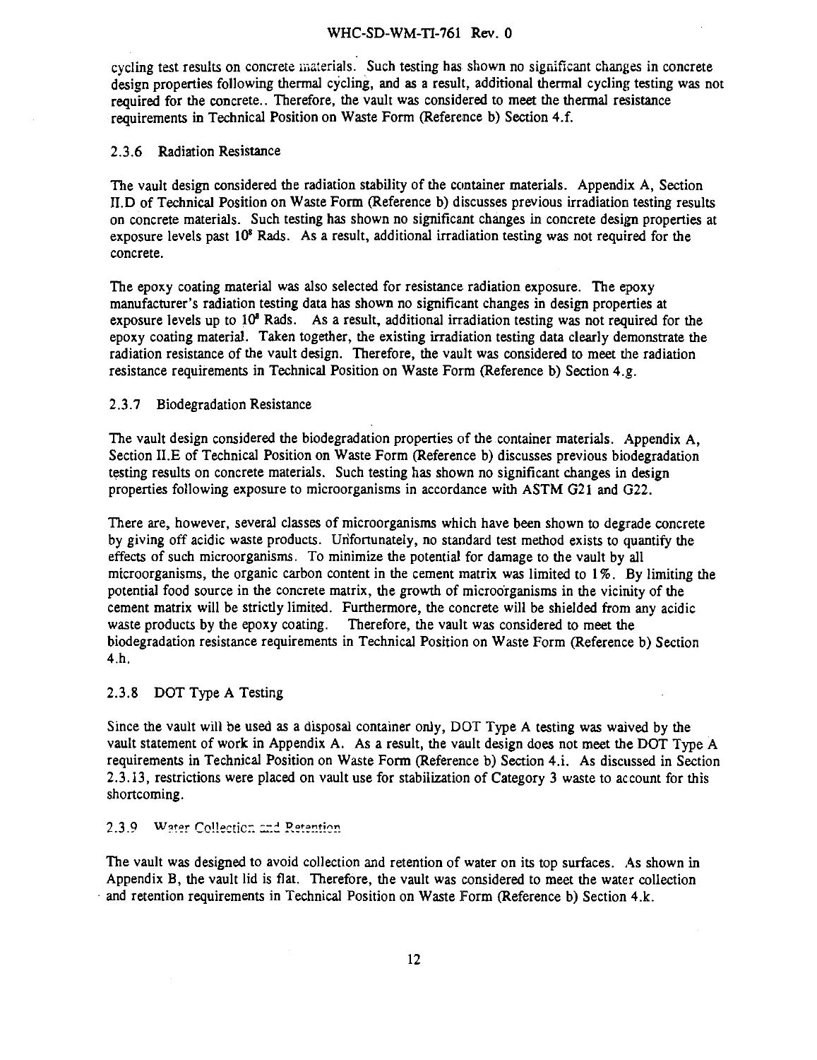cycling test results on concrete materials. Such testing has shown no significant changes in concrete design properties following thermal cycling, and as a result, additional thermal cycling testing was not required for the concrete.. Therefore, the vault was considered to meet the thermal resistance requirements in Technical Position on Waste Form (Reference b) Section 4.f.

### 2.3.6 Radiation Resistance

The vault design considered the radiation stability of the container materials. Appendix A, Section II.D of Technical Position on Waste Form (Reference b) discusses previous irradiation testing results on concrete materials. Such testing has shown no significant changes in concrete design properties at exposure levels past $10^8$ Rads. As a result, additional irradiation testing was not required for the concrete.

The epoxy coating material was also selected for resistance radiation exposure. The epoxy manufacturer's radiation testing data has shown no significant changes in design properties at exposure levels up to $10^8$ Rads. As a result, additional irradiation testing was not required for the epoxy coating material. Taken together, the existing irradiation testing data clearly demonstrate the radiation resistance of the vault design. Therefore, the vault was considered to meet the radiation resistance requirements in Technical Position on Waste Form (Reference b) Section 4.g.

### 2.3.7 Biodegradation Resistance

The vault design considered the biodegradation properties of the container materials. Appendix A, Section II.E of Technical Position on Waste Form (Reference b) discusses previous biodegradation testing results on concrete materials. Such testing has shown no significant changes in design properties following exposure to microorganisms in accordance with ASTM G21 and G22.

There are, however, several classes of microorganisms which have been shown to degrade concrete by giving off acidic waste products. Unfortunately, no standard test method exists to quantify the effects of such microorganisms. To minimize the potential for damage to the vault by all microorganisms, the organic carbon content in the cement matrix was limited to 1%. By limiting the potential food source in the concrete matrix, the growth of microorganisms in the vicinity of the cement matrix will be strictly limited. Furthermore, the concrete will be shielded from any acidic waste products by the epoxy coating. Therefore, the vault was considered to meet the biodegradation resistance requirements in Technical Position on Waste Form (Reference b) Section 4.h.

### 2.3.8 DOT Type A Testing

Since the vault will be used as a disposal container only, DOT Type A testing was waived by the vault statement of work in Appendix A. As a result, the vault design does not meet the DOT Type A requirements in Technical Position on Waste Form (Reference b) Section 4.i. As discussed in Section 2.3.13, restrictions were placed on vault use for stabilization of Category 3 waste to account for this shortcoming.

### 2.3.9 Water Collection and Retention

The vault was designed to avoid collection and retention of water on its top surfaces. As shown in Appendix B, the vault lid is flat. Therefore, the vault was considered to meet the water collection and retention requirements in Technical Position on Waste Form (Reference b) Section 4.k.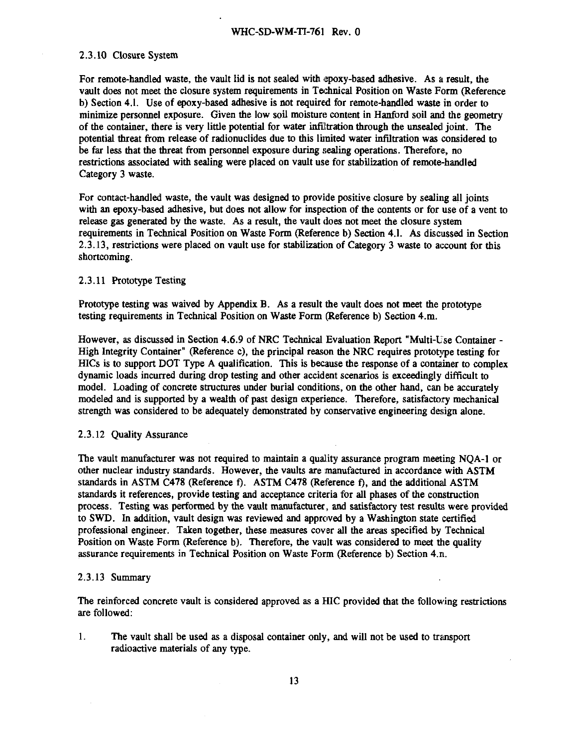### 2.3.10 Closure System

For remote-handled waste, the vault lid is not sealed with epoxy-based adhesive. As a result, the vault does not meet the closure system requirements in Technical Position on Waste Form (Reference b) Section 4.l. Use of epoxy-based adhesive is not required for remote-handled waste in order to minimize personnel exposure. Given the low soil moisture content in Hanford soil and the geometry of the container, there is very little potential for water infiltration through the unsealed joint. The potential threat from release of radionuclides due to this limited water infiltration was considered to be far less that the threat from personnel exposure during sealing operations. Therefore, no restrictions associated with sealing were placed on vault use for stabilization of remote-handled Category 3 waste.

For contact-handled waste, the vault was designed to provide positive closure by sealing all joints with an epoxy-based adhesive, but does not allow for inspection of the contents or for use of a vent to release gas generated by the waste. As a result, the vault does not meet the closure system requirements in Technical Position on Waste Form (Reference b) Section 4.l. As discussed in Section 2.3.13, restrictions were placed on vault use for stabilization of Category 3 waste to account for this shortcoming.

### 2.3.11 Prototype Testing

Prototype testing was waived by Appendix B. As a result the vault does not meet the prototype testing requirements in Technical Position on Waste Form (Reference b) Section 4.m.

However, as discussed in Section 4.6.9 of NRC Technical Evaluation Report "Multi-Use Container - High Integrity Container" (Reference c), the principal reason the NRC requires prototype testing for HICs is to support DOT Type A qualification. This is because the response of a container to complex dynamic loads incurred during drop testing and other accident scenarios is exceedingly difficult to model. Loading of concrete structures under burial conditions, on the other hand, can be accurately modeled and is supported by a wealth of past design experience. Therefore, satisfactory mechanical strength was considered to be adequately demonstrated by conservative engineering design alone.

### 2.3.12 Quality Assurance

The vault manufacturer was not required to maintain a quality assurance program meeting NQA-1 or other nuclear industry standards. However, the vaults are manufactured in accordance with ASTM standards in ASTM C478 (Reference f). ASTM C478 (Reference f), and the additional ASTM standards it references, provide testing and acceptance criteria for all phases of the construction process. Testing was performed by the vault manufacturer, and satisfactory test results were provided to SWD. In addition, vault design was reviewed and approved by a Washington state certified professional engineer. Taken together, these measures cover all the areas specified by Technical Position on Waste Form (Reference b). Therefore, the vault was considered to meet the quality assurance requirements in Technical Position on Waste Form (Reference b) Section 4.n.

### 2.3.13 Summary

The reinforced concrete vault is considered approved as a HIC provided that the following restrictions are followed:

1. The vault shall be used as a disposal container only, and will not be used to transport radioactive materials of any type.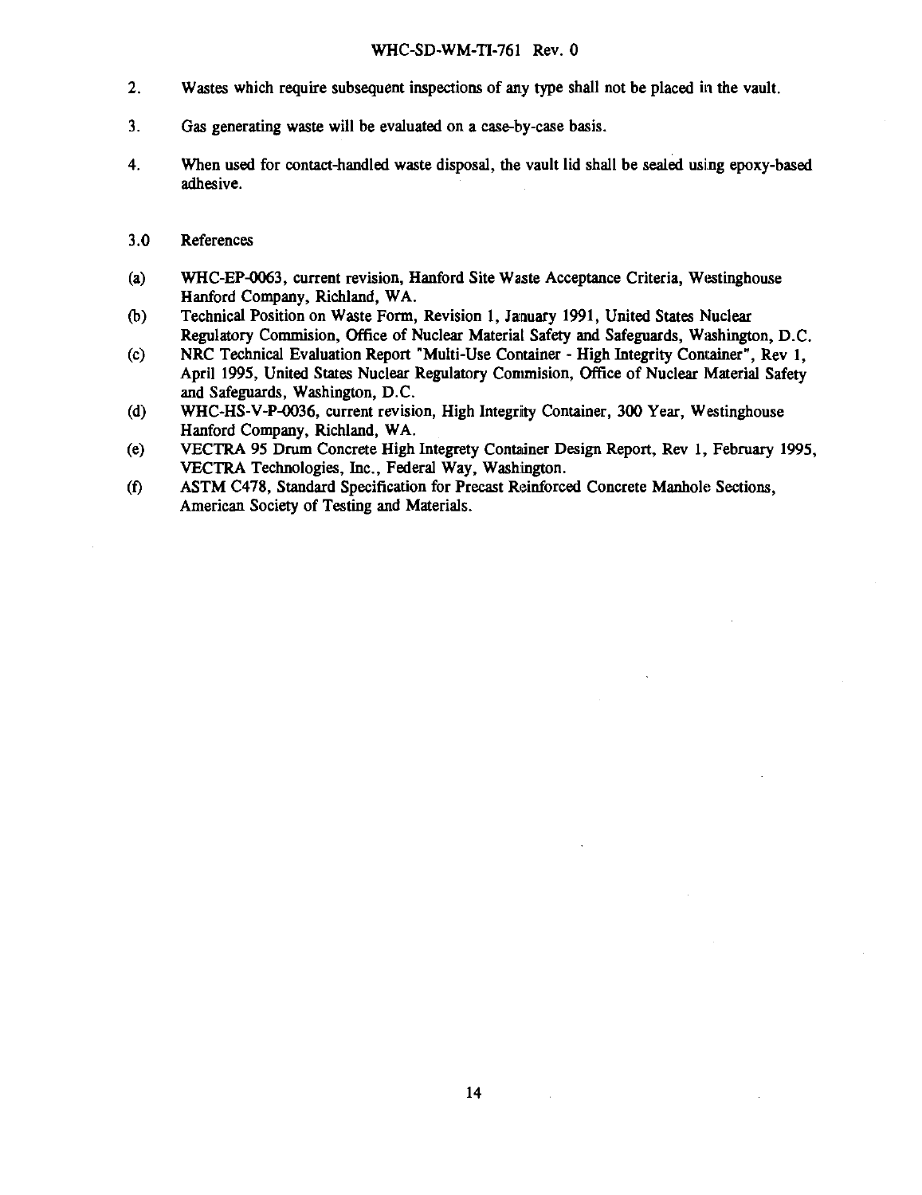2. Wastes which require subsequent inspections of any type shall not be placed in the vault.

3. Gas generating waste will be evaluated on a case-by-case basis.

4. When used for contact-handled waste disposal, the vault lid shall be sealed using epoxy-based adhesive.

## 3.0 References

(a) WHC-EP-0063, current revision, Hanford Site Waste Acceptance Criteria, Westinghouse Hanford Company, Richland, WA.

(b) Technical Position on Waste Form, Revision 1, January 1991, United States Nuclear Regulatory Commision, Office of Nuclear Material Safety and Safeguards, Washington, D.C.

(c) NRC Technical Evaluation Report "Multi-Use Container - High Integrity Container", Rev 1, April 1995, United States Nuclear Regulatory Commision, Office of Nuclear Material Safety and Safeguards, Washington, D.C.

(d) WHC-HS-V-P-0036, current revision, High Integrity Container, 300 Year, Westinghouse Hanford Company, Richland, WA.

(e) VECTRA 95 Drum Concrete High Integrety Container Design Report, Rev 1, February 1995, VECTRA Technologies, Inc., Federal Way, Washington.

(f) ASTM C478, Standard Specification for Precast Reinforced Concrete Manhole Sections, American Society of Testing and Materials.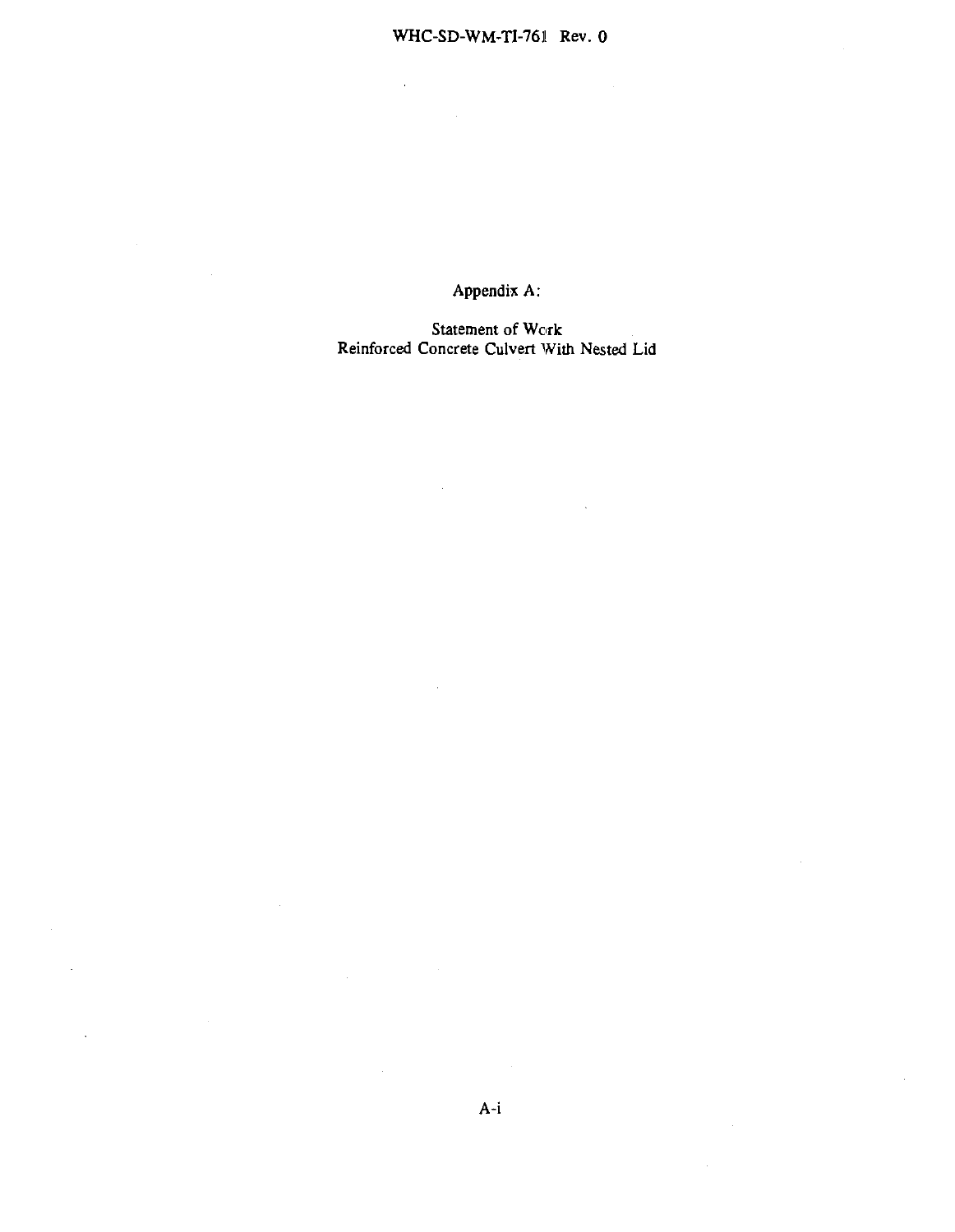# Appendix A:

## Statement of Work
## Reinforced Concrete Culvert With Nested Lid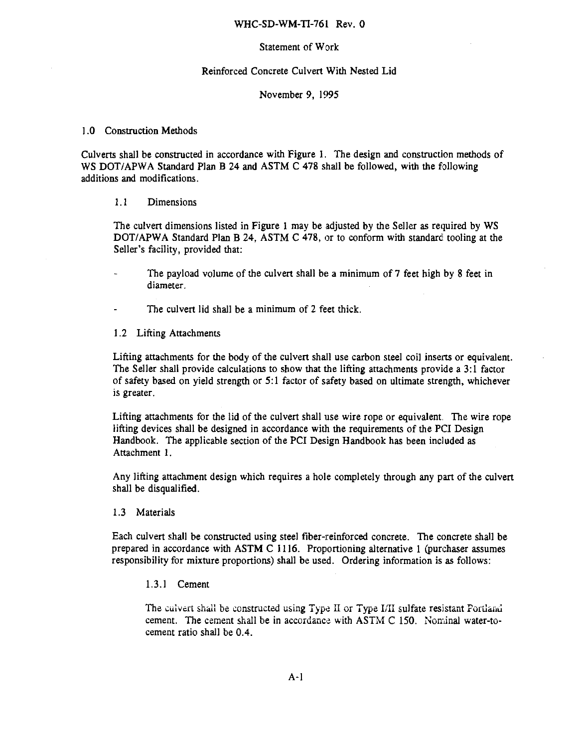WHC-SD-WM-TI-761 Rev. 0

Statement of Work

Reinforced Concrete Culvert With Nested Lid

November 9, 1995

## 1.0 Construction Methods

Culverts shall be constructed in accordance with Figure 1. The design and construction methods of WS DOT/APWA Standard Plan B 24 and ASTM C 478 shall be followed, with the following additions and modifications.

### 1.1 Dimensions

The culvert dimensions listed in Figure 1 may be adjusted by the Seller as required by WS DOT/APWA Standard Plan B 24, ASTM C 478, or to conform with standard tooling at the Seller's facility, provided that:

- The payload volume of the culvert shall be a minimum of 7 feet high by 8 feet in diameter.
- The culvert lid shall be a minimum of 2 feet thick.

### 1.2 Lifting Attachments

Lifting attachments for the body of the culvert shall use carbon steel coil inserts or equivalent. The Seller shall provide calculations to show that the lifting attachments provide a 3:1 factor of safety based on yield strength or 5:1 factor of safety based on ultimate strength, whichever is greater.

Lifting attachments for the lid of the culvert shall use wire rope or equivalent. The wire rope lifting devices shall be designed in accordance with the requirements of the PCI Design Handbook. The applicable section of the PCI Design Handbook has been included as Attachment 1.

Any lifting attachment design which requires a hole completely through any part of the culvert shall be disqualified.

### 1.3 Materials

Each culvert shall be constructed using steel fiber-reinforced concrete. The concrete shall be prepared in accordance with ASTM C 1116. Proportioning alternative 1 (purchaser assumes responsibility for mixture proportions) shall be used. Ordering information is as follows:

#### 1.3.1 Cement

The culvert shall be constructed using Type II or Type I/II sulfate resistant Portland cement. The cement shall be in accordance with ASTM C 150. Nominal water-to-cement ratio shall be 0.4.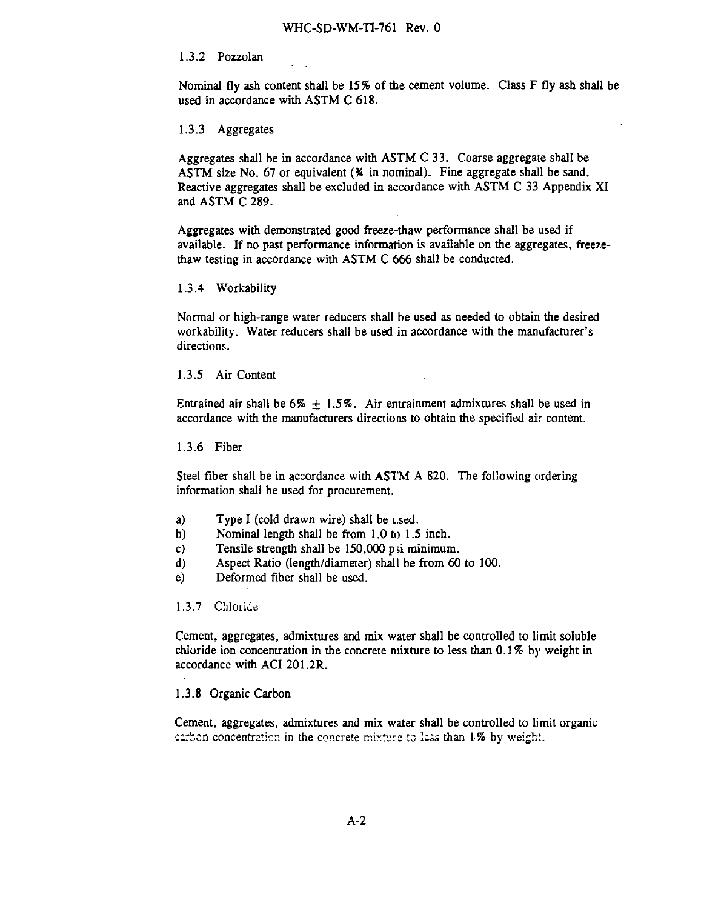### 1.3.2 Pozzolan

Nominal fly ash content shall be 15% of the cement volume. Class F fly ash shall be used in accordance with ASTM C 618.

### 1.3.3 Aggregates

Aggregates shall be in accordance with ASTM C 33. Coarse aggregate shall be ASTM size No. 67 or equivalent (¾ in nominal). Fine aggregate shall be sand. Reactive aggregates shall be excluded in accordance with ASTM C 33 Appendix XI and ASTM C 289.

Aggregates with demonstrated good freeze-thaw performance shall be used if available. If no past performance information is available on the aggregates, freeze-thaw testing in accordance with ASTM C 666 shall be conducted.

### 1.3.4 Workability

Normal or high-range water reducers shall be used as needed to obtain the desired workability. Water reducers shall be used in accordance with the manufacturer's directions.

### 1.3.5 Air Content

Entrained air shall be 6% $\pm$ 1.5%. Air entrainment admixtures shall be used in accordance with the manufacturers directions to obtain the specified air content.

### 1.3.6 Fiber

Steel fiber shall be in accordance with ASTM A 820. The following ordering information shall be used for procurement.

a) Type I (cold drawn wire) shall be used.
b) Nominal length shall be from 1.0 to 1.5 inch.
c) Tensile strength shall be 150,000 psi minimum.
d) Aspect Ratio (length/diameter) shall be from 60 to 100.
e) Deformed fiber shall be used.

### 1.3.7 Chloride

Cement, aggregates, admixtures and mix water shall be controlled to limit soluble chloride ion concentration in the concrete mixture to less than 0.1% by weight in accordance with ACI 201.2R.

### 1.3.8 Organic Carbon

Cement, aggregates, admixtures and mix water shall be controlled to limit organic carbon concentration in the concrete mixture to less than 1% by weight.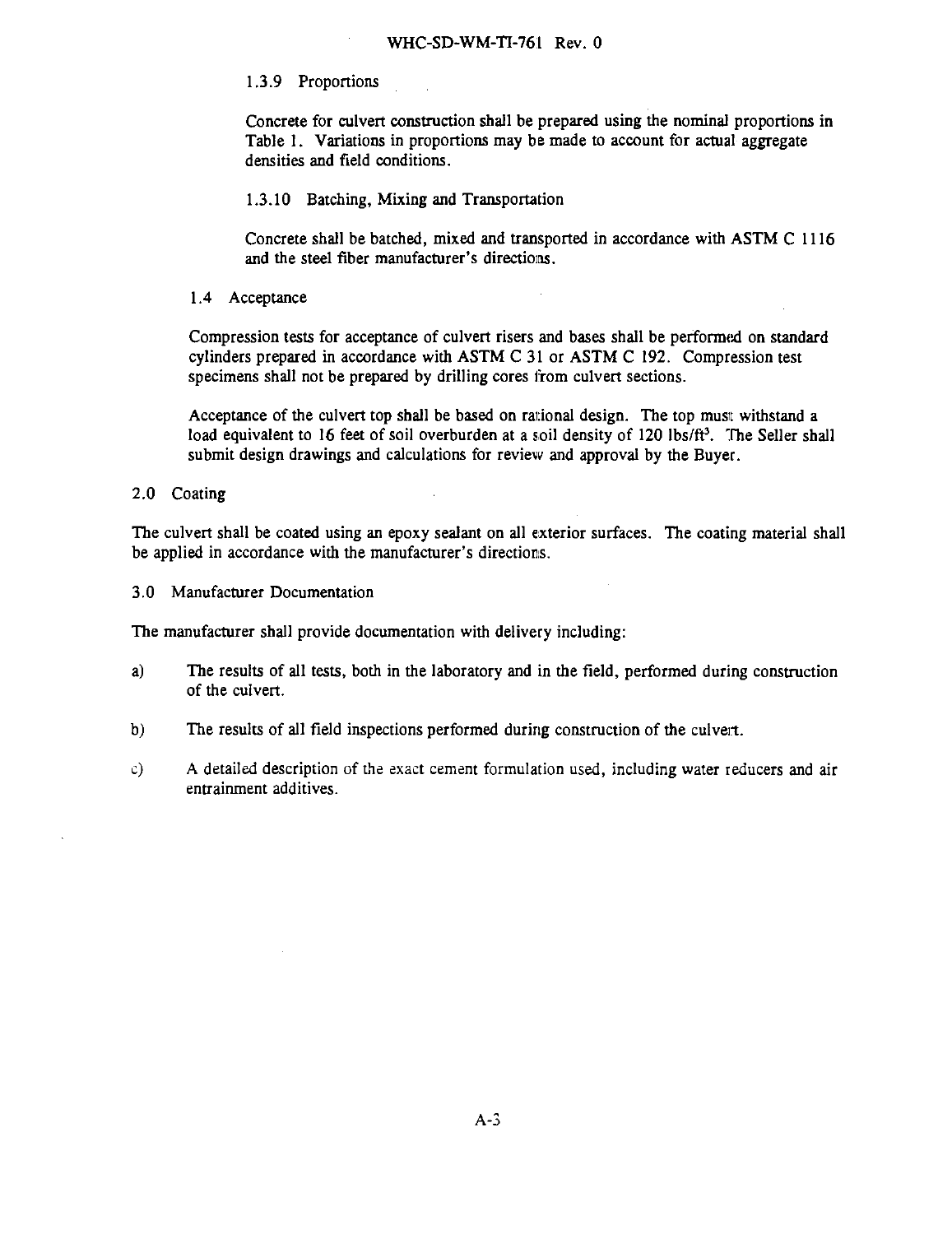#### 1.3.9 Proportions

Concrete for culvert construction shall be prepared using the nominal proportions in Table 1. Variations in proportions may be made to account for actual aggregate densities and field conditions.

#### 1.3.10 Batching, Mixing and Transportation

Concrete shall be batched, mixed and transported in accordance with ASTM C 1116 and the steel fiber manufacturer's directions.

### 1.4 Acceptance

Compression tests for acceptance of culvert risers and bases shall be performed on standard cylinders prepared in accordance with ASTM C 31 or ASTM C 192. Compression test specimens shall not be prepared by drilling cores from culvert sections.

Acceptance of the culvert top shall be based on rational design. The top must withstand a load equivalent to 16 feet of soil overburden at a soil density of 120 $lbs/ft^3$. The Seller shall submit design drawings and calculations for review and approval by the Buyer.

## 2.0 Coating

The culvert shall be coated using an epoxy sealant on all exterior surfaces. The coating material shall be applied in accordance with the manufacturer's directions.

## 3.0 Manufacturer Documentation

The manufacturer shall provide documentation with delivery including:

a) The results of all tests, both in the laboratory and in the field, performed during construction of the culvert.

b) The results of all field inspections performed during construction of the culvert.

c) A detailed description of the exact cement formulation used, including water reducers and air entrainment additives.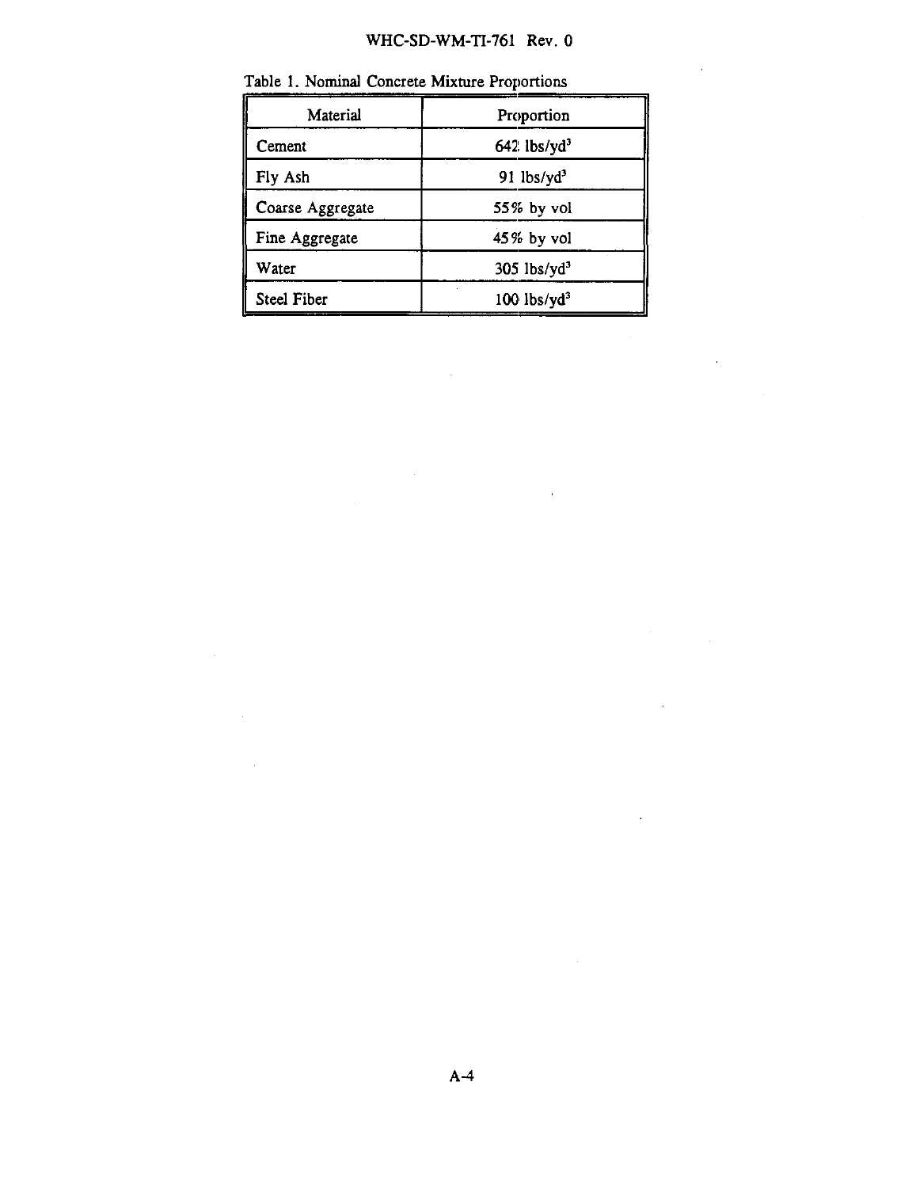Table 1. Nominal Concrete Mixture Proportions

| Material | Proportion |
| --- | --- |
| Cement | 642 lbs/yd$^3$ |
| Fly Ash | 91 lbs/yd$^3$ |
| Coarse Aggregate | 55% by vol |
| Fine Aggregate | 45% by vol |
| Water | 305 lbs/yd$^3$ |
| Steel Fiber | 100 lbs/yd$^3$ |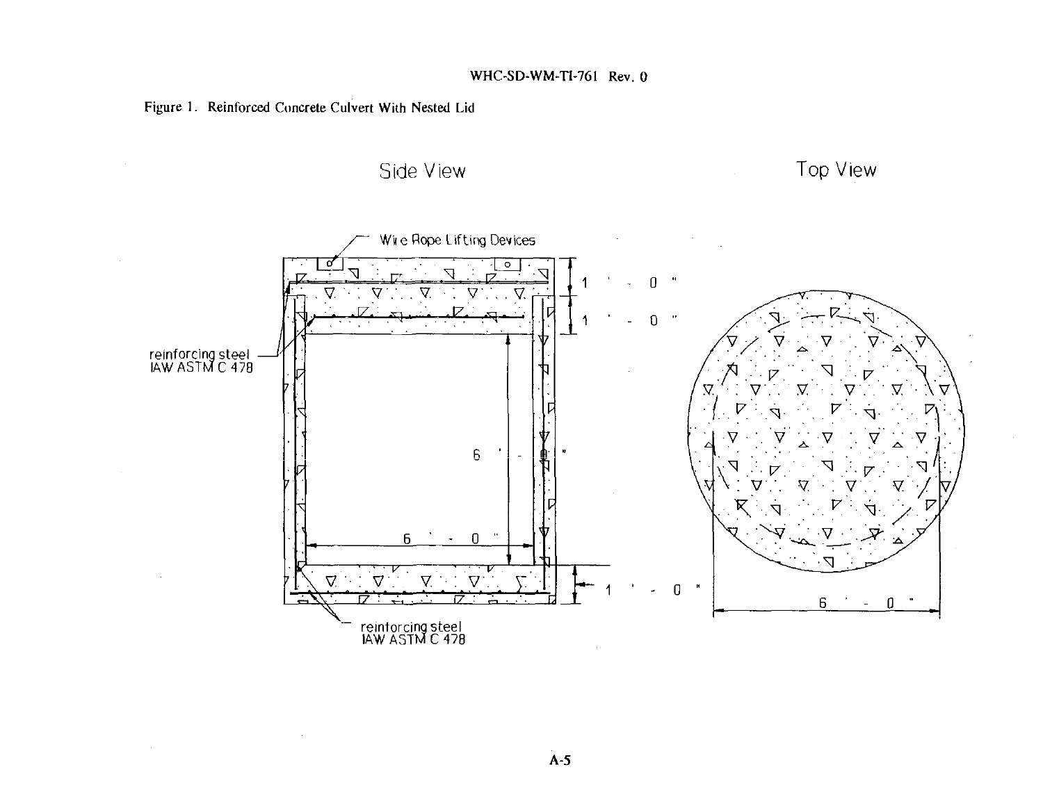Figure 1. Reinforced Concrete Culvert With Nested Lid

Side View

Top View

Wire Rope Lifting Devices

reinforcing steel IAW ASTM C 478

1 ' - 0 "

1 ' - 0 "

6 ' - 0 "

6 ' - 0 "

1 ' - 0 "

reinforcing steel IAW ASTM C 478

6 ' - 0 "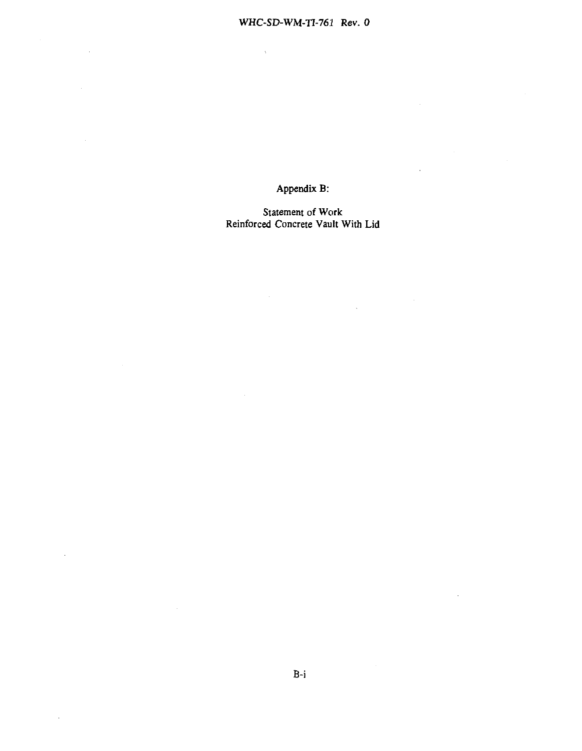# Appendix B:

## Statement of Work
## Reinforced Concrete Vault With Lid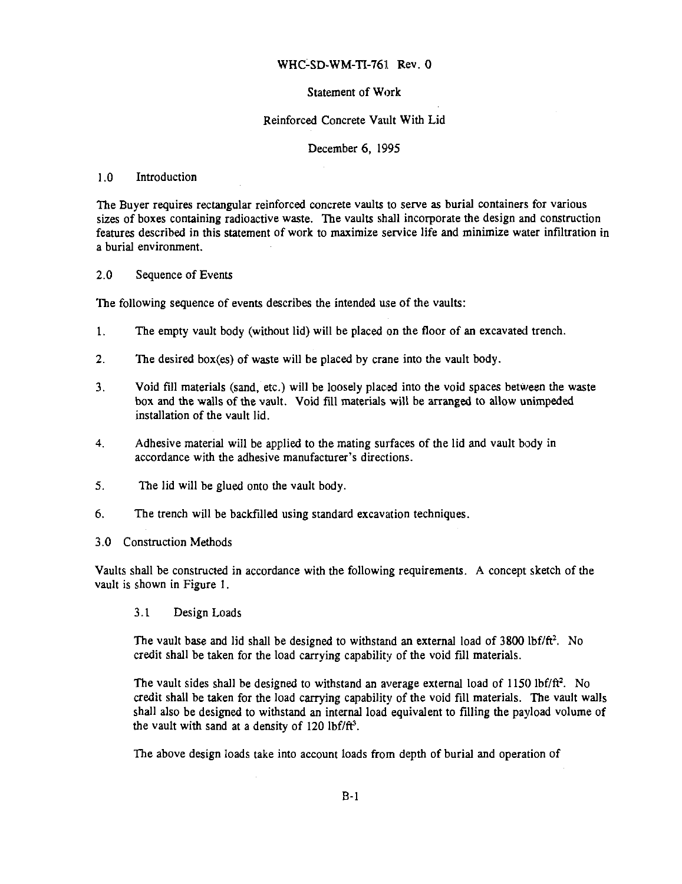WHC-SD-WM-TI-761 Rev. 0

Statement of Work

Reinforced Concrete Vault With Lid

December 6, 1995

## 1.0 Introduction

The Buyer requires rectangular reinforced concrete vaults to serve as burial containers for various sizes of boxes containing radioactive waste. The vaults shall incorporate the design and construction features described in this statement of work to maximize service life and minimize water infiltration in a burial environment.

## 2.0 Sequence of Events

The following sequence of events describes the intended use of the vaults:

1. The empty vault body (without lid) will be placed on the floor of an excavated trench.
2. The desired box(es) of waste will be placed by crane into the vault body.
3. Void fill materials (sand, etc.) will be loosely placed into the void spaces between the waste box and the walls of the vault. Void fill materials will be arranged to allow unimpeded installation of the vault lid.
4. Adhesive material will be applied to the mating surfaces of the lid and vault body in accordance with the adhesive manufacturer's directions.
5. The lid will be glued onto the vault body.
6. The trench will be backfilled using standard excavation techniques.

## 3.0 Construction Methods

Vaults shall be constructed in accordance with the following requirements. A concept sketch of the vault is shown in Figure 1.

### 3.1 Design Loads

The vault base and lid shall be designed to withstand an external load of 3800 lbf/ft$^2$. No credit shall be taken for the load carrying capability of the void fill materials.

The vault sides shall be designed to withstand an average external load of 1150 lbf/ft$^2$. No credit shall be taken for the load carrying capability of the void fill materials. The vault walls shall also be designed to withstand an internal load equivalent to filling the payload volume of the vault with sand at a density of 120 lbf/ft$^3$.

The above design loads take into account loads from depth of burial and operation of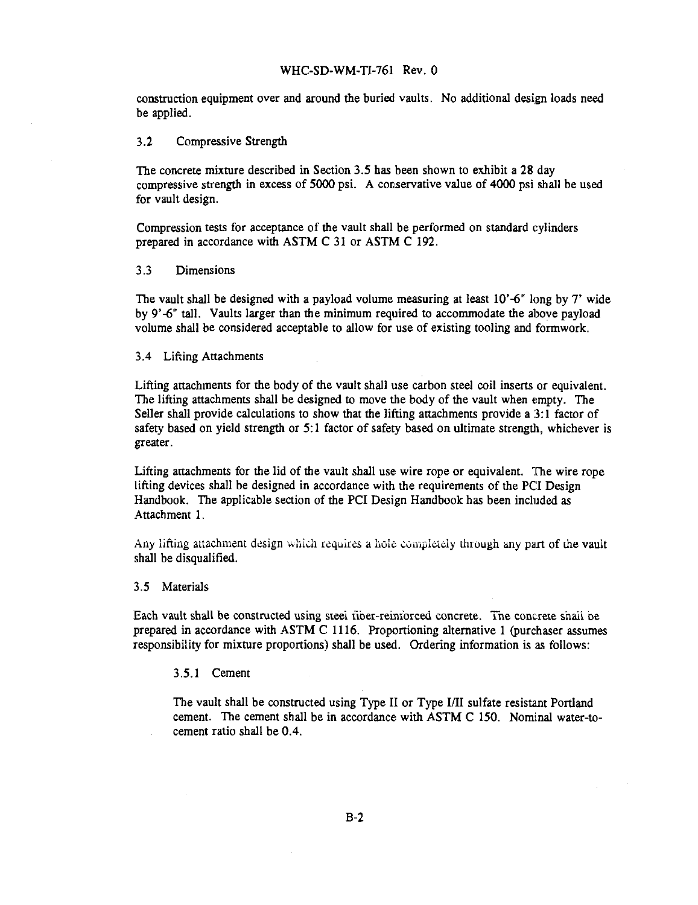construction equipment over and around the buried vaults. No additional design loads need be applied.

### 3.2 Compressive Strength

The concrete mixture described in Section 3.5 has been shown to exhibit a 28 day compressive strength in excess of 5000 psi. A conservative value of 4000 psi shall be used for vault design.

Compression tests for acceptance of the vault shall be performed on standard cylinders prepared in accordance with ASTM C 31 or ASTM C 192.

### 3.3 Dimensions

The vault shall be designed with a payload volume measuring at least 10'-6" long by 7' wide by 9'-6" tall. Vaults larger than the minimum required to accommodate the above payload volume shall be considered acceptable to allow for use of existing tooling and formwork.

### 3.4 Lifting Attachments

Lifting attachments for the body of the vault shall use carbon steel coil inserts or equivalent. The lifting attachments shall be designed to move the body of the vault when empty. The Seller shall provide calculations to show that the lifting attachments provide a 3:1 factor of safety based on yield strength or 5:1 factor of safety based on ultimate strength, whichever is greater.

Lifting attachments for the lid of the vault shall use wire rope or equivalent. The wire rope lifting devices shall be designed in accordance with the requirements of the PCI Design Handbook. The applicable section of the PCI Design Handbook has been included as Attachment 1.

Any lifting attachment design which requires a hole completely through any part of the vault shall be disqualified.

### 3.5 Materials

Each vault shall be constructed using steel fiber-reinforced concrete. The concrete shall be prepared in accordance with ASTM C 1116. Proportioning alternative 1 (purchaser assumes responsibility for mixture proportions) shall be used. Ordering information is as follows:

#### 3.5.1 Cement

The vault shall be constructed using Type II or Type I/II sulfate resistant Portland cement. The cement shall be in accordance with ASTM C 150. Nominal water-to-cement ratio shall be 0.4.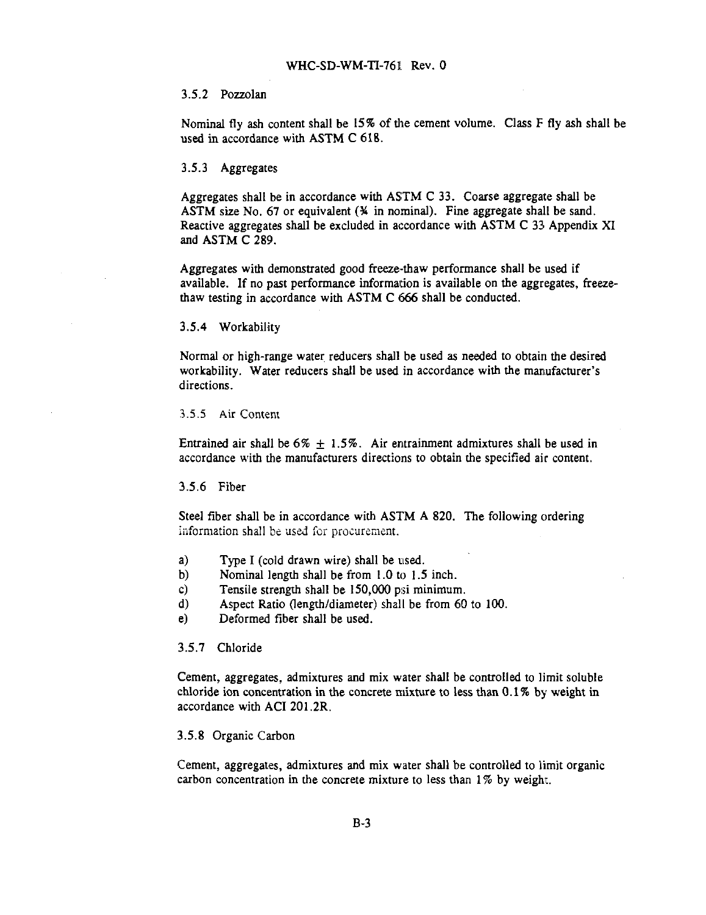### 3.5.2 Pozzolan

Nominal fly ash content shall be 15% of the cement volume. Class F fly ash shall be used in accordance with ASTM C 618.

### 3.5.3 Aggregates

Aggregates shall be in accordance with ASTM C 33. Coarse aggregate shall be ASTM size No. 67 or equivalent (¾ in nominal). Fine aggregate shall be sand. Reactive aggregates shall be excluded in accordance with ASTM C 33 Appendix XI and ASTM C 289.

Aggregates with demonstrated good freeze-thaw performance shall be used if available. If no past performance information is available on the aggregates, freeze-thaw testing in accordance with ASTM C 666 shall be conducted.

### 3.5.4 Workability

Normal or high-range water reducers shall be used as needed to obtain the desired workability. Water reducers shall be used in accordance with the manufacturer's directions.

### 3.5.5 Air Content

Entrained air shall be $6\% \pm 1.5\%$. Air entrainment admixtures shall be used in accordance with the manufacturers directions to obtain the specified air content.

### 3.5.6 Fiber

Steel fiber shall be in accordance with ASTM A 820. The following ordering information shall be used for procurement.

a) Type I (cold drawn wire) shall be used.
b) Nominal length shall be from 1.0 to 1.5 inch.
c) Tensile strength shall be 150,000 psi minimum.
d) Aspect Ratio (length/diameter) shall be from 60 to 100.
e) Deformed fiber shall be used.

### 3.5.7 Chloride

Cement, aggregates, admixtures and mix water shall be controlled to limit soluble chloride ion concentration in the concrete mixture to less than 0.1% by weight in accordance with ACI 201.2R.

### 3.5.8 Organic Carbon

Cement, aggregates, admixtures and mix water shall be controlled to limit organic carbon concentration in the concrete mixture to less than 1% by weight.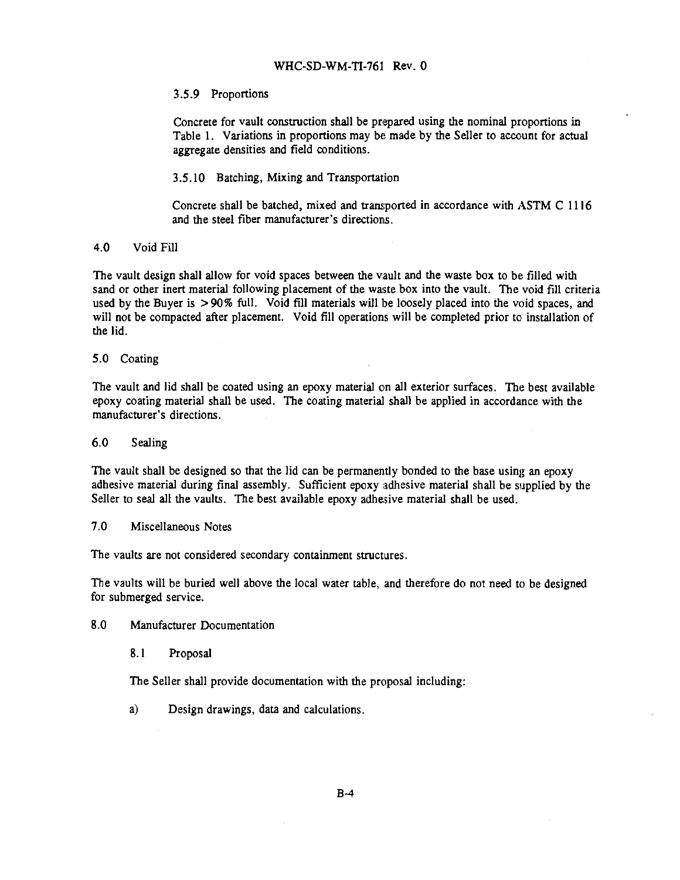### 3.5.9 Proportions

Concrete for vault construction shall be prepared using the nominal proportions in Table 1. Variations in proportions may be made by the Seller to account for actual aggregate densities and field conditions.

### 3.5.10 Batching, Mixing and Transportation

Concrete shall be batched, mixed and transported in accordance with ASTM C 1116 and the steel fiber manufacturer's directions.

## 4.0 Void Fill

The vault design shall allow for void spaces between the vault and the waste box to be filled with sand or other inert material following placement of the waste box into the vault. The void fill criteria used by the Buyer is >90% full. Void fill materials will be loosely placed into the void spaces, and will not be compacted after placement. Void fill operations will be completed prior to installation of the lid.

## 5.0 Coating

The vault and lid shall be coated using an epoxy material on all exterior surfaces. The best available epoxy coating material shall be used. The coating material shall be applied in accordance with the manufacturer's directions.

## 6.0 Sealing

The vault shall be designed so that the lid can be permanently bonded to the base using an epoxy adhesive material during final assembly. Sufficient epoxy adhesive material shall be supplied by the Seller to seal all the vaults. The best available epoxy adhesive material shall be used.

## 7.0 Miscellaneous Notes

The vaults are not considered secondary containment structures.

The vaults will be buried well above the local water table, and therefore do not need to be designed for submerged service.

## 8.0 Manufacturer Documentation

### 8.1 Proposal

The Seller shall provide documentation with the proposal including:

a) Design drawings, data and calculations.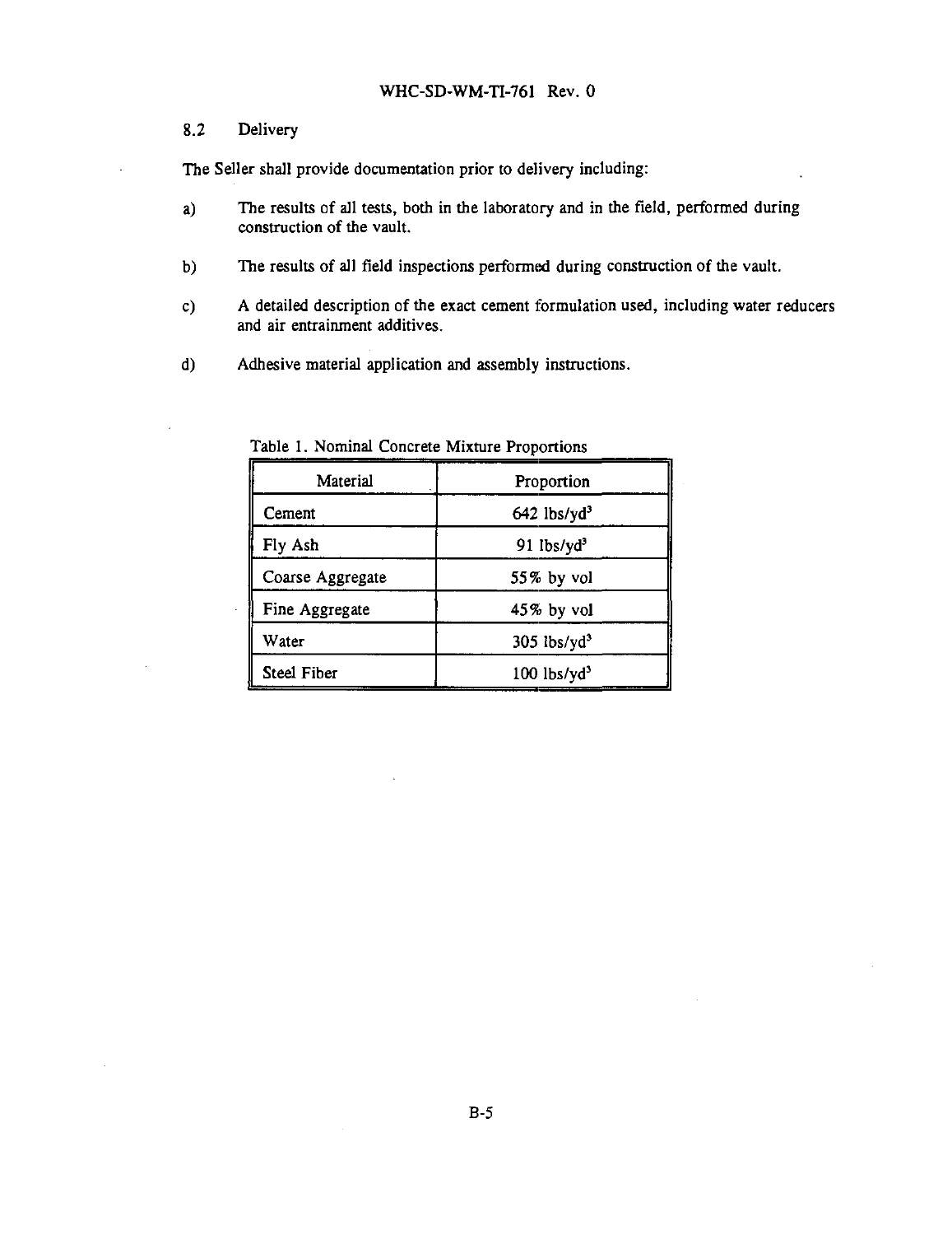## 8.2 Delivery

The Seller shall provide documentation prior to delivery including:

a) The results of all tests, both in the laboratory and in the field, performed during construction of the vault.

b) The results of all field inspections performed during construction of the vault.

c) A detailed description of the exact cement formulation used, including water reducers and air entrainment additives.

d) Adhesive material application and assembly instructions.

Table 1. Nominal Concrete Mixture Proportions

| Material | Proportion |
|---|---|
| Cement | 642 $lbs/yd^3$ |
| Fly Ash | 91 $lbs/yd^3$ |
| Coarse Aggregate | 55% by vol |
| Fine Aggregate | 45% by vol |
| Water | 305 $lbs/yd^3$ |
| Steel Fiber | 100 $lbs/yd^3$ |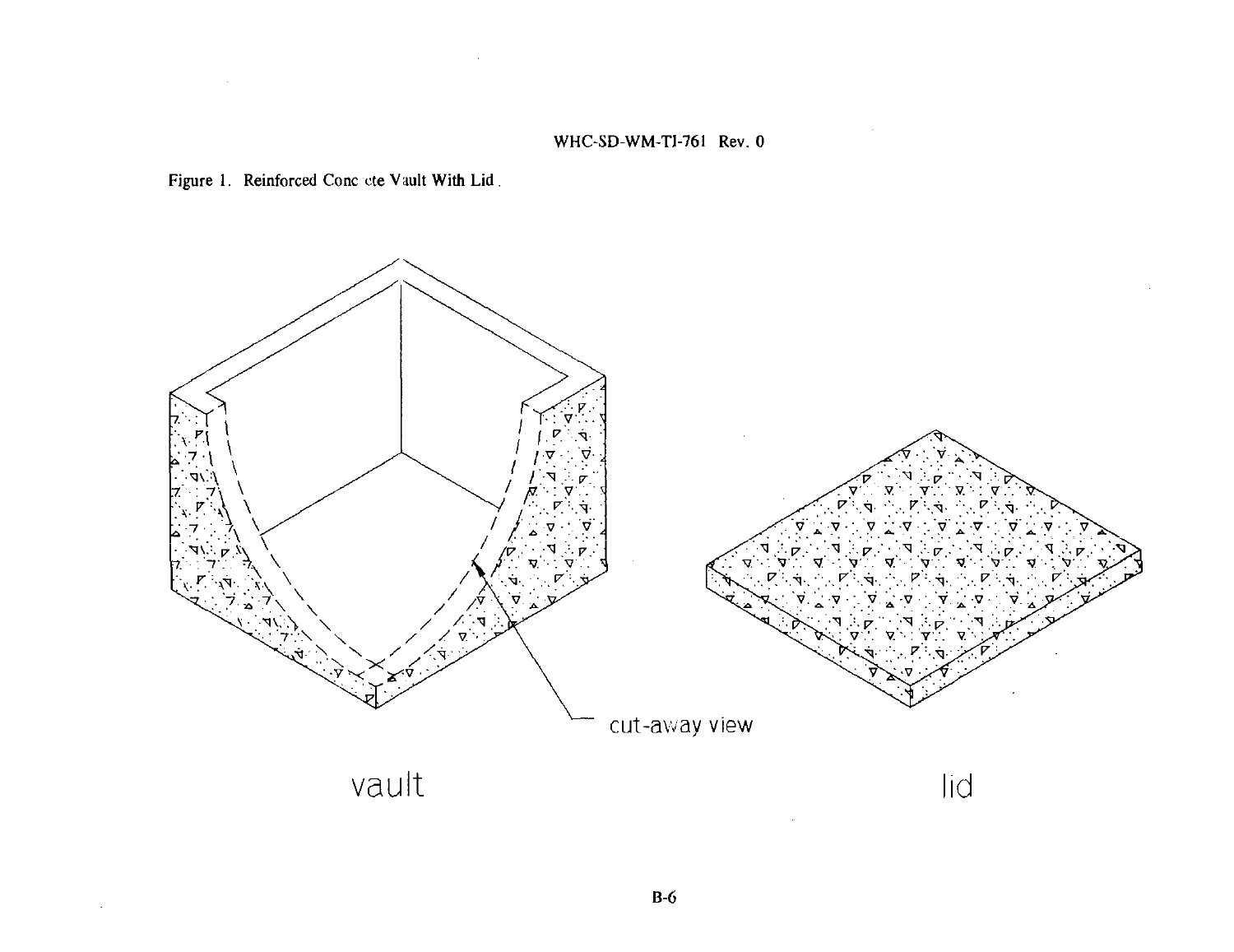Figure 1. Reinforced Conc ete Vault With Lid.

cut-away view

vault

lid